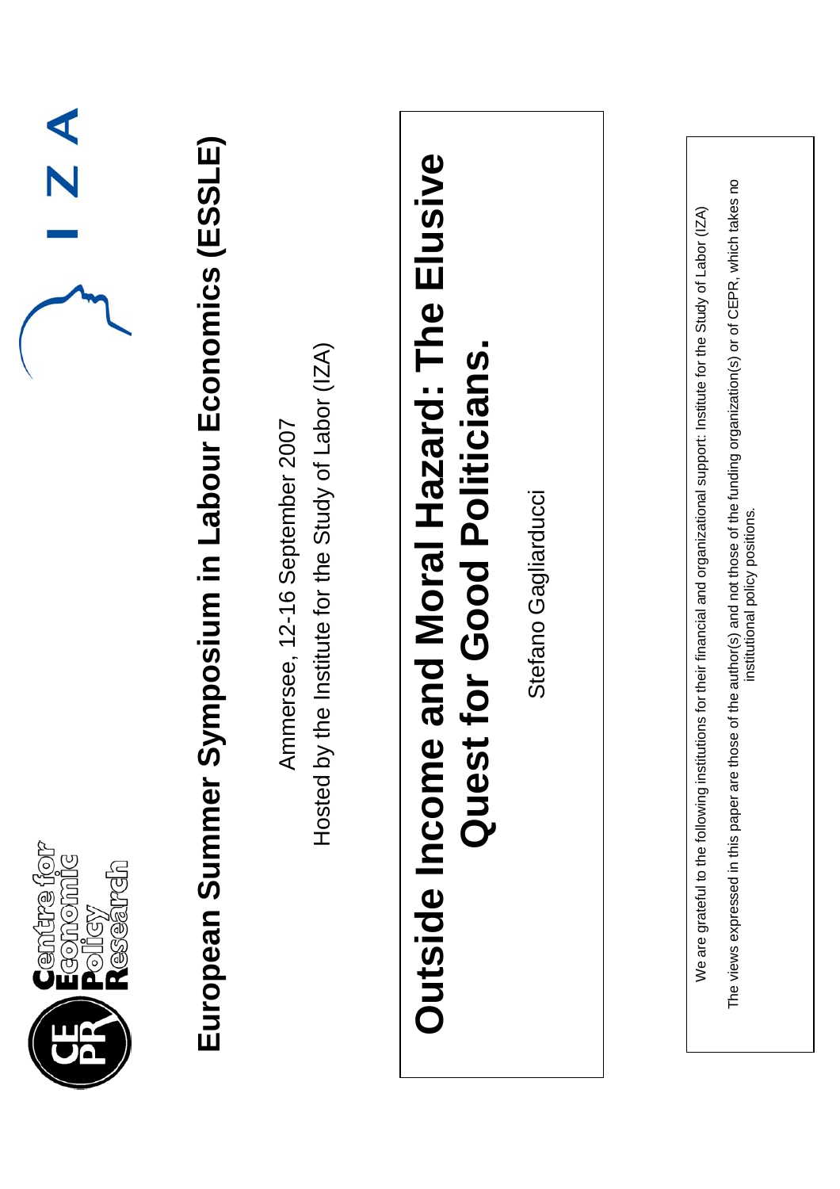Centre for Economic Policy Research

I Z A

# European Summer Symposium in Labour Economics (ESSLE)

Ammersee, 12-16 September 2007

Hosted by the Institute for the Study of Labor (IZA)

## Outside Income and Moral Hazard: The Elusive Quest for Good Politicians.

Stefano Gagliarducci

We are grateful to the following institutions for their financial and organizational support: Institute for the Study of Labor (IZA)

The views expressed in this paper are those of the author(s) and not those of the funding organization(s) or of CEPR, which takes no institutional policy positions.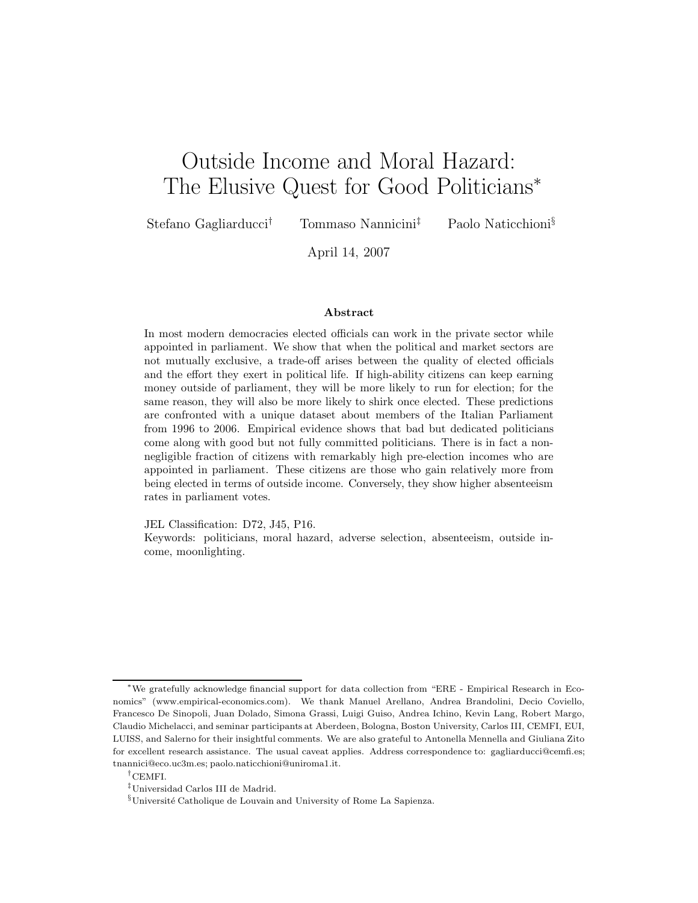# Outside Income and Moral Hazard: The Elusive Quest for Good Politicians*

Stefano Gagliarducci[†] Tommaso Nannicini[‡] Paolo Naticchioni[§]

April 14, 2007

### Abstract

In most modern democracies elected officials can work in the private sector while appointed in parliament. We show that when the political and market sectors are not mutually exclusive, a trade-off arises between the quality of elected officials and the effort they exert in political life. If high-ability citizens can keep earning money outside of parliament, they will be more likely to run for election; for the same reason, they will also be more likely to shirk once elected. These predictions are confronted with a unique dataset about members of the Italian Parliament from 1996 to 2006. Empirical evidence shows that bad but dedicated politicians come along with good but not fully committed politicians. There is in fact a non-negligible fraction of citizens with remarkably high pre-election incomes who are appointed in parliament. These citizens are those who gain relatively more from being elected in terms of outside income. Conversely, they show higher absenteeism rates in parliament votes.

JEL Classification: D72, J45, P16.
Keywords: politicians, moral hazard, adverse selection, absenteeism, outside income, moonlighting.

---

*We gratefully acknowledge financial support for data collection from "ERE - Empirical Research in Economics" (www.empirical-economics.com). We thank Manuel Arellano, Andrea Brandolini, Decio Coviello, Francesco De Sinopoli, Juan Dolado, Simona Grassi, Luigi Guiso, Andrea Ichino, Kevin Lang, Robert Margo, Claudio Michelacci, and seminar participants at Aberdeen, Bologna, Boston University, Carlos III, CEMFI, EUI, LUISS, and Salerno for their insightful comments. We are also grateful to Antonella Mennella and Giuliana Zito for excellent research assistance. The usual caveat applies. Address correspondence to: gagliarducci@cemfi.es; tnannici@eco.uc3m.es; paolo.naticchioni@uniroma1.it.

[†]CEMFI.

[‡]Universidad Carlos III de Madrid.

[§]Université Catholique de Louvain and University of Rome La Sapienza.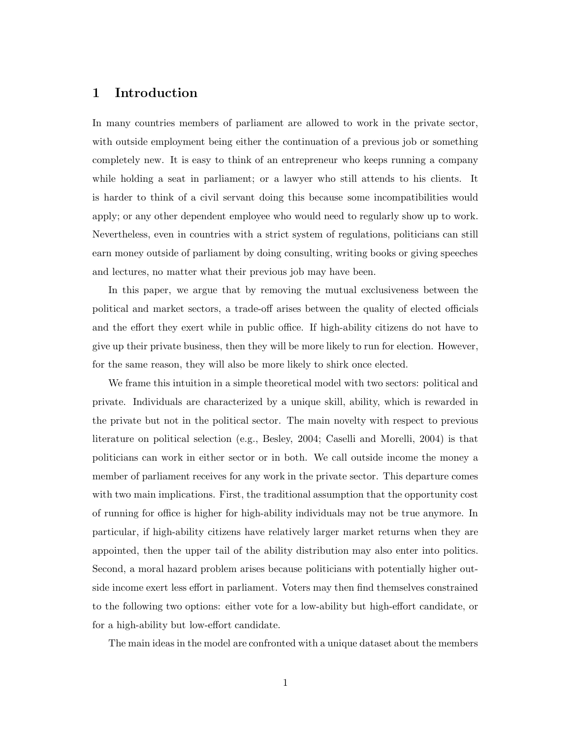# 1 Introduction

In many countries members of parliament are allowed to work in the private sector, with outside employment being either the continuation of a previous job or something completely new. It is easy to think of an entrepreneur who keeps running a company while holding a seat in parliament; or a lawyer who still attends to his clients. It is harder to think of a civil servant doing this because some incompatibilities would apply; or any other dependent employee who would need to regularly show up to work. Nevertheless, even in countries with a strict system of regulations, politicians can still earn money outside of parliament by doing consulting, writing books or giving speeches and lectures, no matter what their previous job may have been.

In this paper, we argue that by removing the mutual exclusiveness between the political and market sectors, a trade-off arises between the quality of elected officials and the effort they exert while in public office. If high-ability citizens do not have to give up their private business, then they will be more likely to run for election. However, for the same reason, they will also be more likely to shirk once elected.

We frame this intuition in a simple theoretical model with two sectors: political and private. Individuals are characterized by a unique skill, ability, which is rewarded in the private but not in the political sector. The main novelty with respect to previous literature on political selection (e.g., Besley, 2004; Caselli and Morelli, 2004) is that politicians can work in either sector or in both. We call outside income the money a member of parliament receives for any work in the private sector. This departure comes with two main implications. First, the traditional assumption that the opportunity cost of running for office is higher for high-ability individuals may not be true anymore. In particular, if high-ability citizens have relatively larger market returns when they are appointed, then the upper tail of the ability distribution may also enter into politics. Second, a moral hazard problem arises because politicians with potentially higher outside income exert less effort in parliament. Voters may then find themselves constrained to the following two options: either vote for a low-ability but high-effort candidate, or for a high-ability but low-effort candidate.

The main ideas in the model are confronted with a unique dataset about the members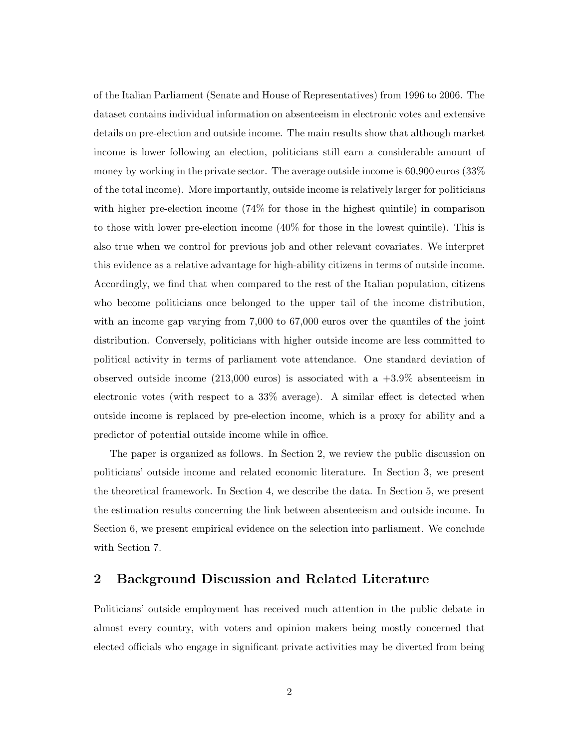of the Italian Parliament (Senate and House of Representatives) from 1996 to 2006. The dataset contains individual information on absenteeism in electronic votes and extensive details on pre-election and outside income. The main results show that although market income is lower following an election, politicians still earn a considerable amount of money by working in the private sector. The average outside income is 60,900 euros (33% of the total income). More importantly, outside income is relatively larger for politicians with higher pre-election income (74% for those in the highest quintile) in comparison to those with lower pre-election income (40% for those in the lowest quintile). This is also true when we control for previous job and other relevant covariates. We interpret this evidence as a relative advantage for high-ability citizens in terms of outside income. Accordingly, we find that when compared to the rest of the Italian population, citizens who become politicians once belonged to the upper tail of the income distribution, with an income gap varying from 7,000 to 67,000 euros over the quantiles of the joint distribution. Conversely, politicians with higher outside income are less committed to political activity in terms of parliament vote attendance. One standard deviation of observed outside income (213,000 euros) is associated with a +3.9% absenteeism in electronic votes (with respect to a 33% average). A similar effect is detected when outside income is replaced by pre-election income, which is a proxy for ability and a predictor of potential outside income while in office.

The paper is organized as follows. In Section 2, we review the public discussion on politicians' outside income and related economic literature. In Section 3, we present the theoretical framework. In Section 4, we describe the data. In Section 5, we present the estimation results concerning the link between absenteeism and outside income. In Section 6, we present empirical evidence on the selection into parliament. We conclude with Section 7.

## 2 Background Discussion and Related Literature

Politicians' outside employment has received much attention in the public debate in almost every country, with voters and opinion makers being mostly concerned that elected officials who engage in significant private activities may be diverted from being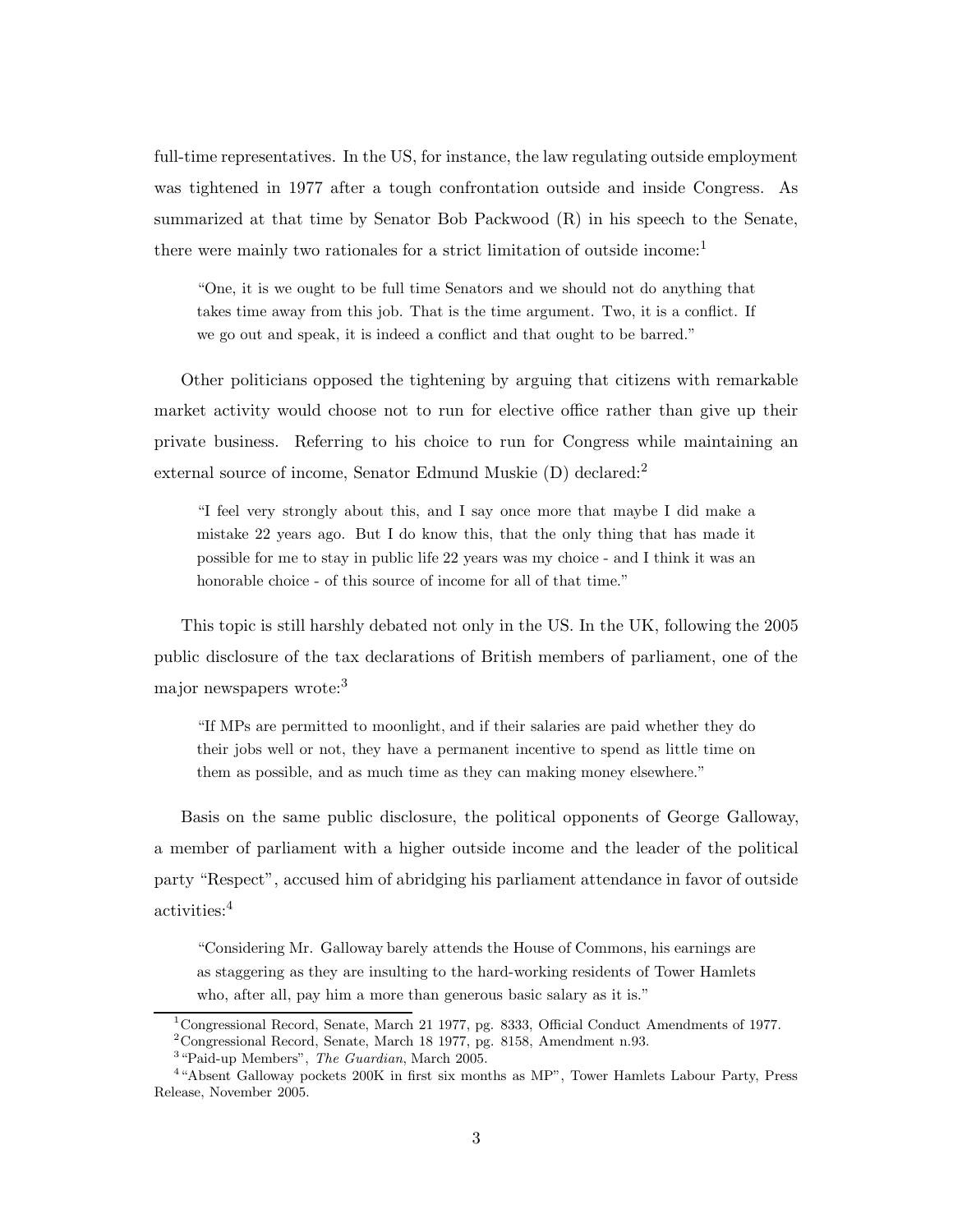full-time representatives. In the US, for instance, the law regulating outside employment was tightened in 1977 after a tough confrontation outside and inside Congress. As summarized at that time by Senator Bob Packwood (R) in his speech to the Senate, there were mainly two rationales for a strict limitation of outside income:[1]

> "One, it is we ought to be full time Senators and we should not do anything that takes time away from this job. That is the time argument. Two, it is a conflict. If we go out and speak, it is indeed a conflict and that ought to be barred."

Other politicians opposed the tightening by arguing that citizens with remarkable market activity would choose not to run for elective office rather than give up their private business. Referring to his choice to run for Congress while maintaining an external source of income, Senator Edmund Muskie (D) declared:[2]

> "I feel very strongly about this, and I say once more that maybe I did make a mistake 22 years ago. But I do know this, that the only thing that has made it possible for me to stay in public life 22 years was my choice - and I think it was an honorable choice - of this source of income for all of that time."

This topic is still harshly debated not only in the US. In the UK, following the 2005 public disclosure of the tax declarations of British members of parliament, one of the major newspapers wrote:[3]

> "If MPs are permitted to moonlight, and if their salaries are paid whether they do their jobs well or not, they have a permanent incentive to spend as little time on them as possible, and as much time as they can making money elsewhere."

Basis on the same public disclosure, the political opponents of George Galloway, a member of parliament with a higher outside income and the leader of the political party "Respect", accused him of abridging his parliament attendance in favor of outside activities:[4]

> "Considering Mr. Galloway barely attends the House of Commons, his earnings are as staggering as they are insulting to the hard-working residents of Tower Hamlets who, after all, pay him a more than generous basic salary as it is."

---

[1] Congressional Record, Senate, March 21 1977, pg. 8333, Official Conduct Amendments of 1977.

[2] Congressional Record, Senate, March 18 1977, pg. 8158, Amendment n.93.

[3] "Paid-up Members", *The Guardian*, March 2005.

[4] "Absent Galloway pockets 200K in first six months as MP", Tower Hamlets Labour Party, Press Release, November 2005.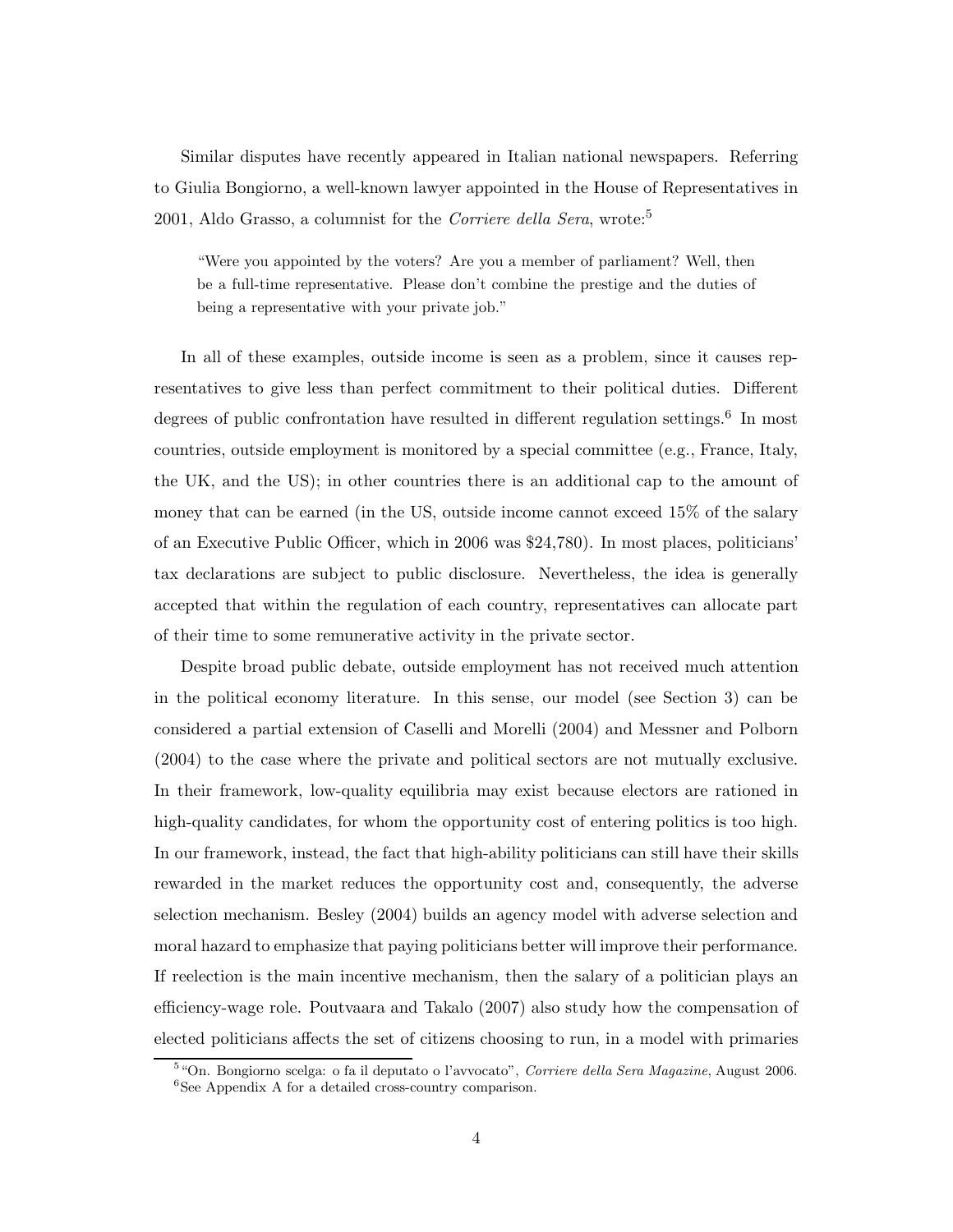Similar disputes have recently appeared in Italian national newspapers. Referring to Giulia Bongiorno, a well-known lawyer appointed in the House of Representatives in 2001, Aldo Grasso, a columnist for the *Corriere della Sera*, wrote:[5]

> "Were you appointed by the voters? Are you a member of parliament? Well, then be a full-time representative. Please don't combine the prestige and the duties of being a representative with your private job."

In all of these examples, outside income is seen as a problem, since it causes representatives to give less than perfect commitment to their political duties. Different degrees of public confrontation have resulted in different regulation settings.[6] In most countries, outside employment is monitored by a special committee (e.g., France, Italy, the UK, and the US); in other countries there is an additional cap to the amount of money that can be earned (in the US, outside income cannot exceed 15% of the salary of an Executive Public Officer, which in 2006 was $24,780). In most places, politicians' tax declarations are subject to public disclosure. Nevertheless, the idea is generally accepted that within the regulation of each country, representatives can allocate part of their time to some remunerative activity in the private sector.

Despite broad public debate, outside employment has not received much attention in the political economy literature. In this sense, our model (see Section 3) can be considered a partial extension of Caselli and Morelli (2004) and Messner and Polborn (2004) to the case where the private and political sectors are not mutually exclusive. In their framework, low-quality equilibria may exist because electors are rationed in high-quality candidates, for whom the opportunity cost of entering politics is too high. In our framework, instead, the fact that high-ability politicians can still have their skills rewarded in the market reduces the opportunity cost and, consequently, the adverse selection mechanism. Besley (2004) builds an agency model with adverse selection and moral hazard to emphasize that paying politicians better will improve their performance. If reelection is the main incentive mechanism, then the salary of a politician plays an efficiency-wage role. Poutvaara and Takalo (2007) also study how the compensation of elected politicians affects the set of citizens choosing to run, in a model with primaries

[5] "On. Bongiorno scelga: o fa il deputato o l'avvocato", *Corriere della Sera Magazine*, August 2006.

[6] See Appendix A for a detailed cross-country comparison.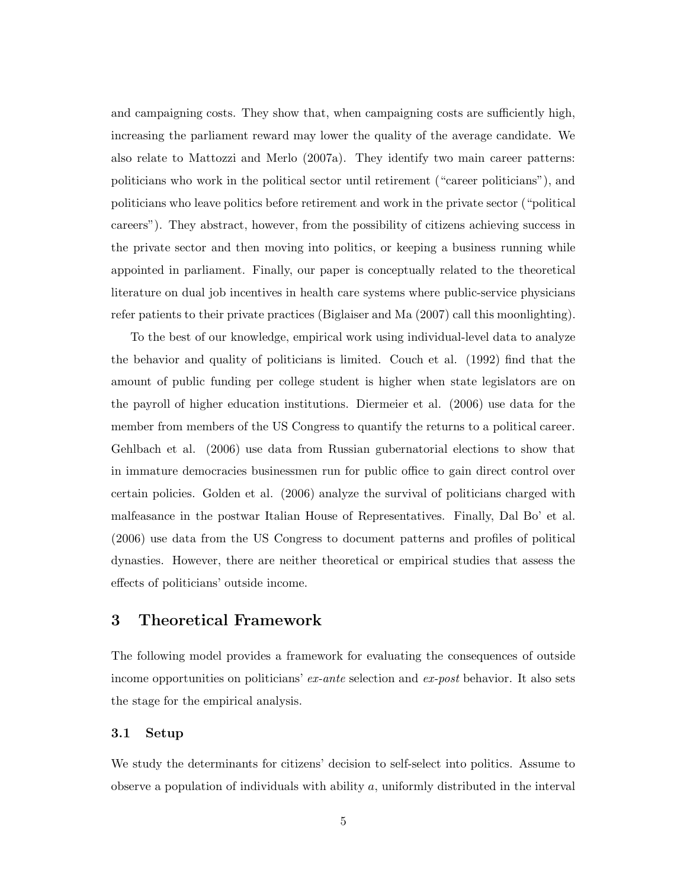and campaigning costs. They show that, when campaigning costs are sufficiently high, increasing the parliament reward may lower the quality of the average candidate. We also relate to Mattozzi and Merlo (2007a). They identify two main career patterns: politicians who work in the political sector until retirement ("career politicians"), and politicians who leave politics before retirement and work in the private sector ("political careers"). They abstract, however, from the possibility of citizens achieving success in the private sector and then moving into politics, or keeping a business running while appointed in parliament. Finally, our paper is conceptually related to the theoretical literature on dual job incentives in health care systems where public-service physicians refer patients to their private practices (Biglaiser and Ma (2007) call this moonlighting).

To the best of our knowledge, empirical work using individual-level data to analyze the behavior and quality of politicians is limited. Couch et al. (1992) find that the amount of public funding per college student is higher when state legislators are on the payroll of higher education institutions. Diermeier et al. (2006) use data for the member from members of the US Congress to quantify the returns to a political career. Gehlbach et al. (2006) use data from Russian gubernatorial elections to show that in immature democracies businessmen run for public office to gain direct control over certain policies. Golden et al. (2006) analyze the survival of politicians charged with malfeasance in the postwar Italian House of Representatives. Finally, Dal Bo' et al. (2006) use data from the US Congress to document patterns and profiles of political dynasties. However, there are neither theoretical or empirical studies that assess the effects of politicians' outside income.

# 3 Theoretical Framework

The following model provides a framework for evaluating the consequences of outside income opportunities on politicians' *ex-ante* selection and *ex-post* behavior. It also sets the stage for the empirical analysis.

## 3.1 Setup

We study the determinants for citizens' decision to self-select into politics. Assume to observe a population of individuals with ability $a$, uniformly distributed in the interval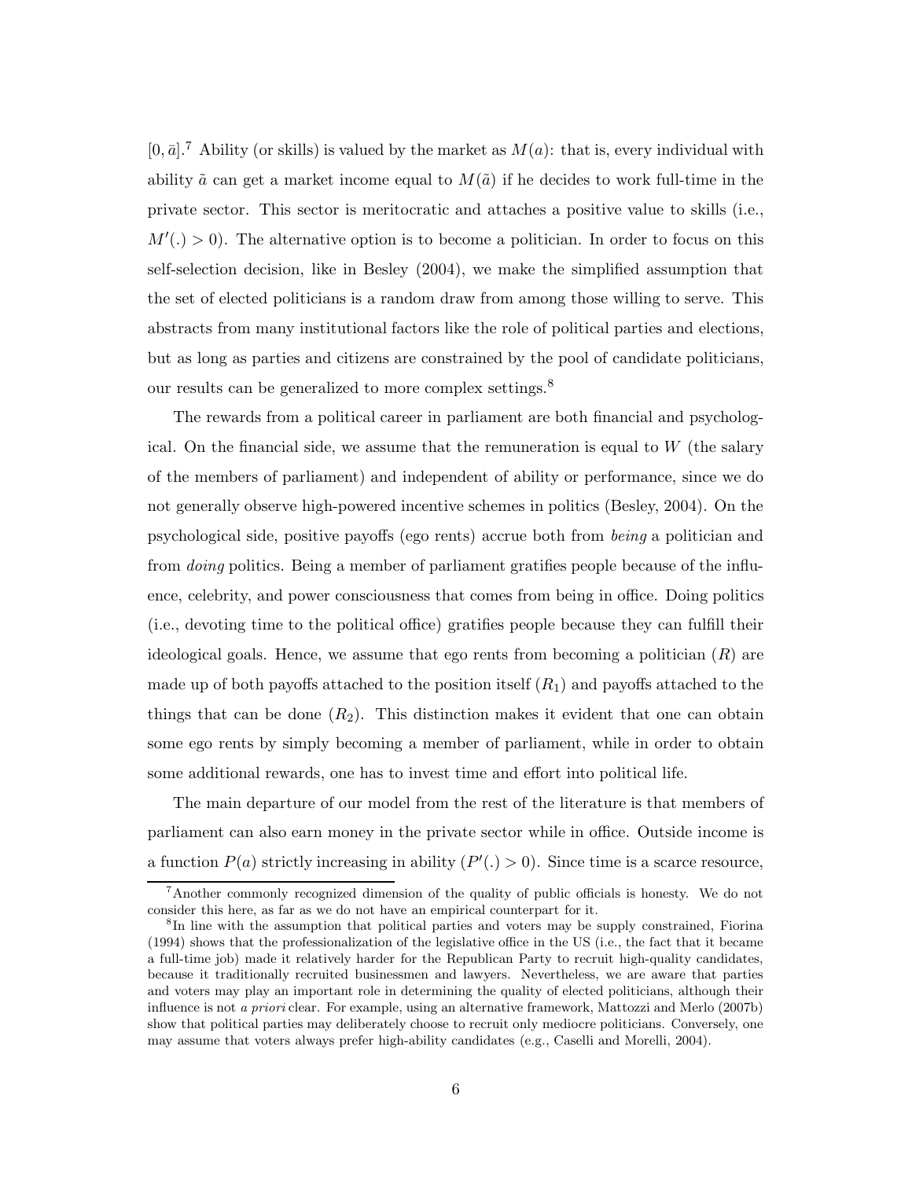$[0, \bar{a}]$.[7] Ability (or skills) is valued by the market as $M(a)$: that is, every individual with ability $\tilde{a}$ can get a market income equal to $M(\tilde{a})$ if he decides to work full-time in the private sector. This sector is meritocratic and attaches a positive value to skills (i.e., $M'(.) > 0$). The alternative option is to become a politician. In order to focus on this self-selection decision, like in Besley (2004), we make the simplified assumption that the set of elected politicians is a random draw from among those willing to serve. This abstracts from many institutional factors like the role of political parties and elections, but as long as parties and citizens are constrained by the pool of candidate politicians, our results can be generalized to more complex settings.[8]

The rewards from a political career in parliament are both financial and psychological. On the financial side, we assume that the remuneration is equal to $W$ (the salary of the members of parliament) and independent of ability or performance, since we do not generally observe high-powered incentive schemes in politics (Besley, 2004). On the psychological side, positive payoffs (ego rents) accrue both from *being* a politician and from *doing* politics. Being a member of parliament gratifies people because of the influence, celebrity, and power consciousness that comes from being in office. Doing politics (i.e., devoting time to the political office) gratifies people because they can fulfill their ideological goals. Hence, we assume that ego rents from becoming a politician ($R$) are made up of both payoffs attached to the position itself ($R_1$) and payoffs attached to the things that can be done ($R_2$). This distinction makes it evident that one can obtain some ego rents by simply becoming a member of parliament, while in order to obtain some additional rewards, one has to invest time and effort into political life.

The main departure of our model from the rest of the literature is that members of parliament can also earn money in the private sector while in office. Outside income is a function $P(a)$ strictly increasing in ability ($P'(.) > 0$). Since time is a scarce resource,

[7] Another commonly recognized dimension of the quality of public officials is honesty. We do not consider this here, as far as we do not have an empirical counterpart for it.

[8] In line with the assumption that political parties and voters may be supply constrained, Fiorina (1994) shows that the professionalization of the legislative office in the US (i.e., the fact that it became a full-time job) made it relatively harder for the Republican Party to recruit high-quality candidates, because it traditionally recruited businessmen and lawyers. Nevertheless, we are aware that parties and voters may play an important role in determining the quality of elected politicians, although their influence is not *a priori* clear. For example, using an alternative framework, Mattozzi and Merlo (2007b) show that political parties may deliberately choose to recruit only mediocre politicians. Conversely, one may assume that voters always prefer high-ability candidates (e.g., Caselli and Morelli, 2004).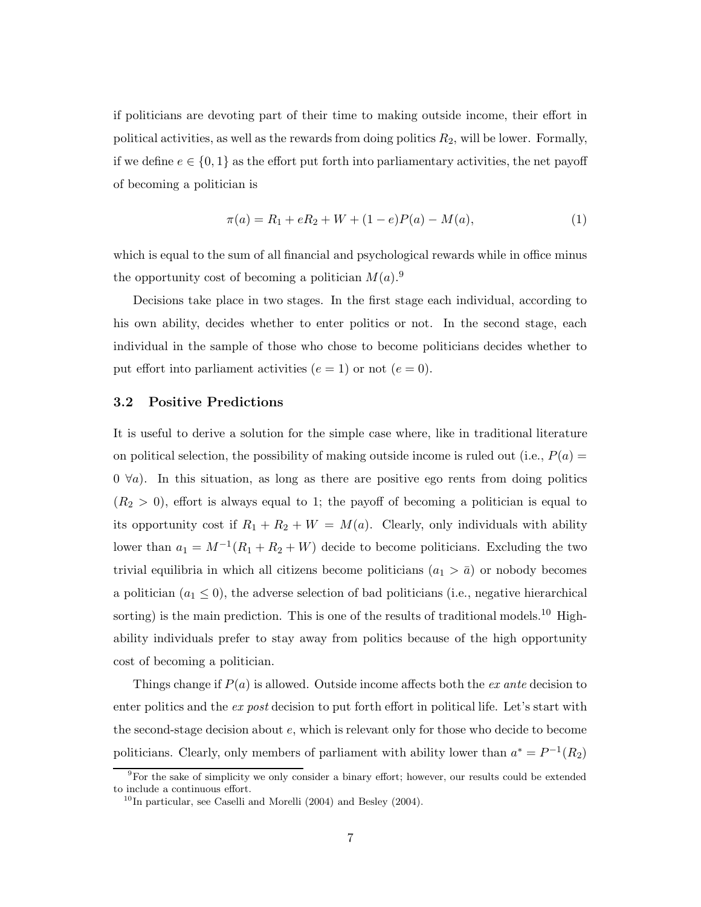if politicians are devoting part of their time to making outside income, their effort in political activities, as well as the rewards from doing politics $R_2$, will be lower. Formally, if we define $e \in \{0, 1\}$ as the effort put forth into parliamentary activities, the net payoff of becoming a politician is

$$\pi(a) = R_1 + eR_2 + W + (1 - e)P(a) - M(a), \tag{1}$$

which is equal to the sum of all financial and psychological rewards while in office minus the opportunity cost of becoming a politician $M(a)$.[9]

Decisions take place in two stages. In the first stage each individual, according to his own ability, decides whether to enter politics or not. In the second stage, each individual in the sample of those who chose to become politicians decides whether to put effort into parliament activities ($e = 1$) or not ($e = 0$).

### 3.2 Positive Predictions

It is useful to derive a solution for the simple case where, like in traditional literature on political selection, the possibility of making outside income is ruled out (i.e., $P(a) = 0 \ \forall a$). In this situation, as long as there are positive ego rents from doing politics ($R_2 > 0$), effort is always equal to 1; the payoff of becoming a politician is equal to its opportunity cost if $R_1 + R_2 + W = M(a)$. Clearly, only individuals with ability lower than $a_1 = M^{-1}(R_1 + R_2 + W)$ decide to become politicians. Excluding the two trivial equilibria in which all citizens become politicians ($a_1 > \bar{a}$) or nobody becomes a politician ($a_1 \leq 0$), the adverse selection of bad politicians (i.e., negative hierarchical sorting) is the main prediction. This is one of the results of traditional models.[10] High-ability individuals prefer to stay away from politics because of the high opportunity cost of becoming a politician.

Things change if $P(a)$ is allowed. Outside income affects both the *ex ante* decision to enter politics and the *ex post* decision to put forth effort in political life. Let's start with the second-stage decision about $e$, which is relevant only for those who decide to become politicians. Clearly, only members of parliament with ability lower than $a^* = P^{-1}(R_2)$

[9] For the sake of simplicity we only consider a binary effort; however, our results could be extended to include a continuous effort.

[10] In particular, see Caselli and Morelli (2004) and Besley (2004).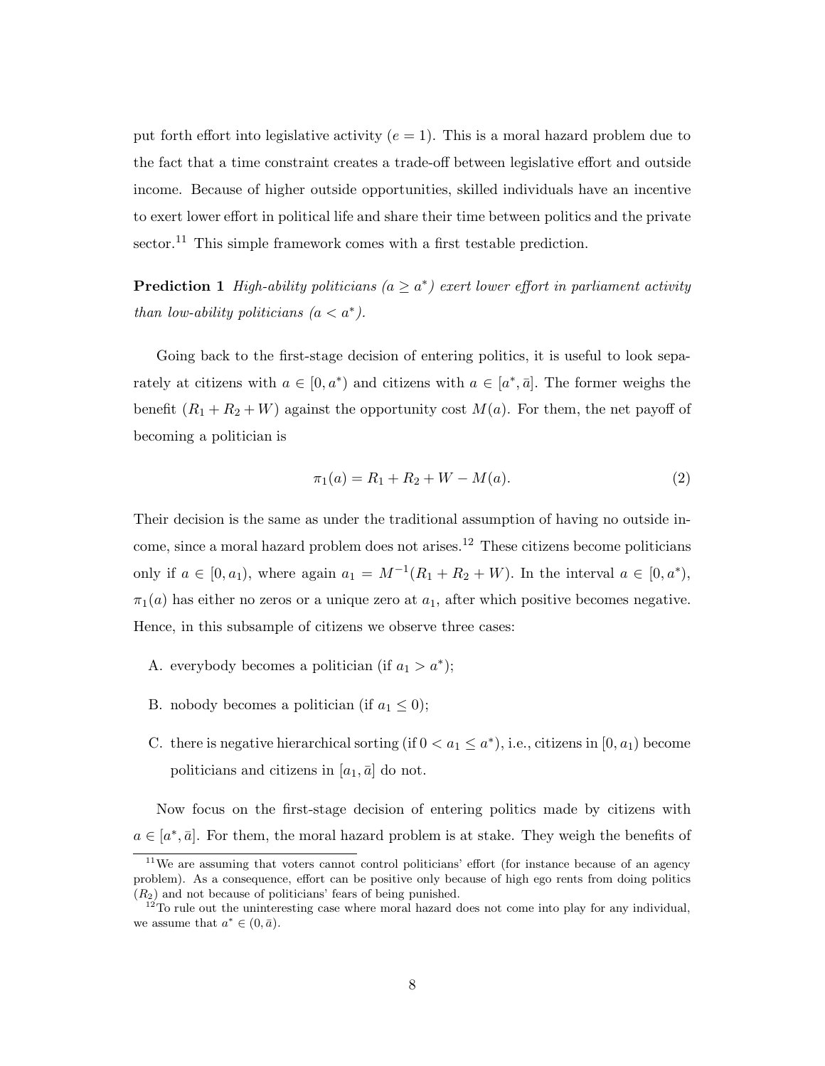put forth effort into legislative activity ($e = 1$). This is a moral hazard problem due to the fact that a time constraint creates a trade-off between legislative effort and outside income. Because of higher outside opportunities, skilled individuals have an incentive to exert lower effort in political life and share their time between politics and the private sector.[11] This simple framework comes with a first testable prediction.

**Prediction 1** *High-ability politicians ($a \geq a^*$) exert lower effort in parliament activity than low-ability politicians ($a < a^*$).*

Going back to the first-stage decision of entering politics, it is useful to look separately at citizens with $a \in [0, a^*)$ and citizens with $a \in [a^*, \bar{a}]$. The former weighs the benefit $(R_1 + R_2 + W)$ against the opportunity cost $M(a)$. For them, the net payoff of becoming a politician is

$$\pi_1(a) = R_1 + R_2 + W - M(a). \tag{2}$$

Their decision is the same as under the traditional assumption of having no outside income, since a moral hazard problem does not arises.[12] These citizens become politicians only if $a \in [0, a_1)$, where again $a_1 = M^{-1}(R_1 + R_2 + W)$. In the interval $a \in [0, a^*)$, $\pi_1(a)$ has either no zeros or a unique zero at $a_1$, after which positive becomes negative. Hence, in this subsample of citizens we observe three cases:

A. everybody becomes a politician (if $a_1 > a^*$);

B. nobody becomes a politician (if $a_1 \leq 0$);

C. there is negative hierarchical sorting (if $0 < a_1 \leq a^*$), i.e., citizens in $[0, a_1)$ become politicians and citizens in $[a_1, \bar{a}]$ do not.

Now focus on the first-stage decision of entering politics made by citizens with $a \in [a^*, \bar{a}]$. For them, the moral hazard problem is at stake. They weigh the benefits of

[11] We are assuming that voters cannot control politicians' effort (for instance because of an agency problem). As a consequence, effort can be positive only because of high ego rents from doing politics ($R_2$) and not because of politicians' fears of being punished.

[12] To rule out the uninteresting case where moral hazard does not come into play for any individual, we assume that $a^* \in (0, \bar{a})$.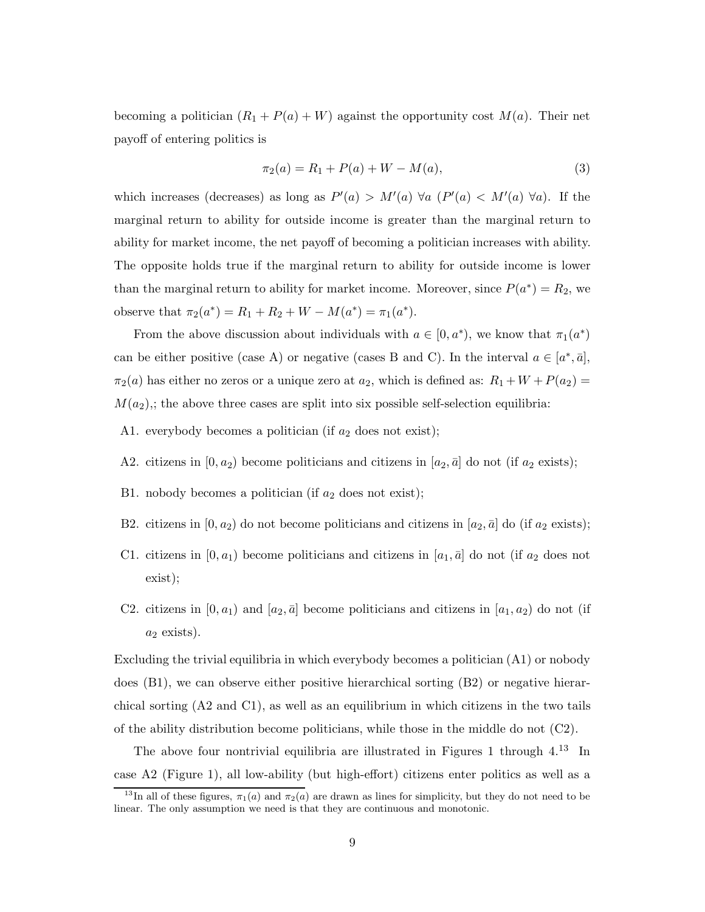becoming a politician ($R_1 + P(a) + W$) against the opportunity cost $M(a)$. Their net payoff of entering politics is

$$\pi_2(a) = R_1 + P(a) + W - M(a), \tag{3}$$

which increases (decreases) as long as $P'(a) > M'(a)\ \forall a$ ($P'(a) < M'(a)\ \forall a$). If the marginal return to ability for outside income is greater than the marginal return to ability for market income, the net payoff of becoming a politician increases with ability. The opposite holds true if the marginal return to ability for outside income is lower than the marginal return to ability for market income. Moreover, since $P(a^*) = R_2$, we observe that $\pi_2(a^*) = R_1 + R_2 + W - M(a^*) = \pi_1(a^*)$.

From the above discussion about individuals with $a \in [0, a^*)$, we know that $\pi_1(a^*)$ can be either positive (case A) or negative (cases B and C). In the interval $a \in [a^*, \bar{a}]$, $\pi_2(a)$ has either no zeros or a unique zero at $a_2$, which is defined as: $R_1 + W + P(a_2) = M(a_2)$,; the above three cases are split into six possible self-selection equilibria:

- A1. everybody becomes a politician (if $a_2$ does not exist);
- A2. citizens in $[0, a_2)$ become politicians and citizens in $[a_2, \bar{a}]$ do not (if $a_2$ exists);
- B1. nobody becomes a politician (if $a_2$ does not exist);
- B2. citizens in $[0, a_2)$ do not become politicians and citizens in $[a_2, \bar{a}]$ do (if $a_2$ exists);
- C1. citizens in $[0, a_1)$ become politicians and citizens in $[a_1, \bar{a}]$ do not (if $a_2$ does not exist);
- C2. citizens in $[0, a_1)$ and $[a_2, \bar{a}]$ become politicians and citizens in $[a_1, a_2)$ do not (if $a_2$ exists).

Excluding the trivial equilibria in which everybody becomes a politician (A1) or nobody does (B1), we can observe either positive hierarchical sorting (B2) or negative hierarchical sorting (A2 and C1), as well as an equilibrium in which citizens in the two tails of the ability distribution become politicians, while those in the middle do not (C2).

The above four nontrivial equilibria are illustrated in Figures 1 through 4.[13] In case A2 (Figure 1), all low-ability (but high-effort) citizens enter politics as well as a

[13] In all of these figures, $\pi_1(a)$ and $\pi_2(a)$ are drawn as lines for simplicity, but they do not need to be linear. The only assumption we need is that they are continuous and monotonic.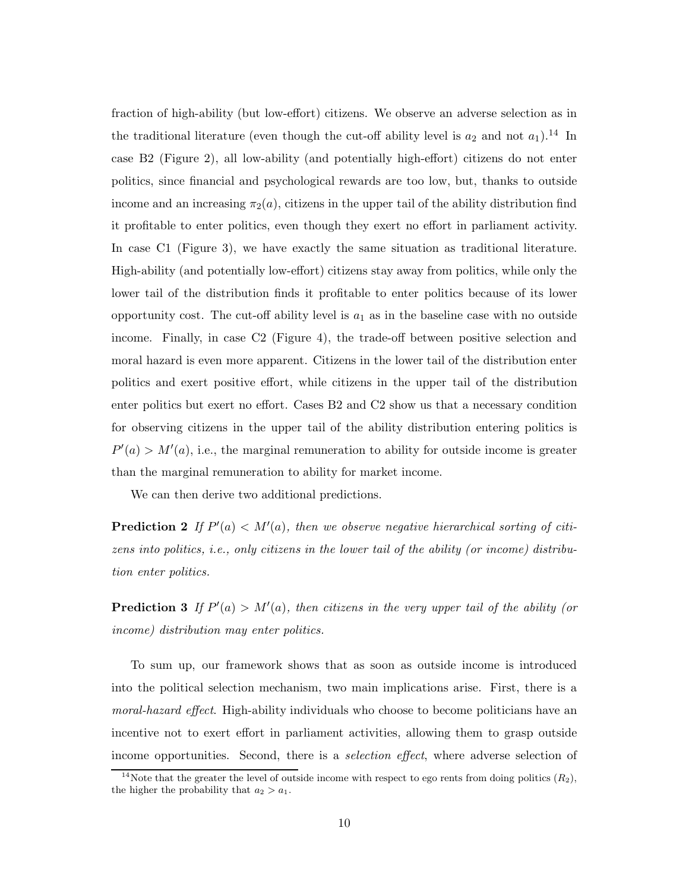fraction of high-ability (but low-effort) citizens. We observe an adverse selection as in the traditional literature (even though the cut-off ability level is $a_2$ and not $a_1$).[14] In case B2 (Figure 2), all low-ability (and potentially high-effort) citizens do not enter politics, since financial and psychological rewards are too low, but, thanks to outside income and an increasing $\pi_2(a)$, citizens in the upper tail of the ability distribution find it profitable to enter politics, even though they exert no effort in parliament activity. In case C1 (Figure 3), we have exactly the same situation as traditional literature. High-ability (and potentially low-effort) citizens stay away from politics, while only the lower tail of the distribution finds it profitable to enter politics because of its lower opportunity cost. The cut-off ability level is $a_1$ as in the baseline case with no outside income. Finally, in case C2 (Figure 4), the trade-off between positive selection and moral hazard is even more apparent. Citizens in the lower tail of the distribution enter politics and exert positive effort, while citizens in the upper tail of the distribution enter politics but exert no effort. Cases B2 and C2 show us that a necessary condition for observing citizens in the upper tail of the ability distribution entering politics is $P'(a) > M'(a)$, i.e., the marginal remuneration to ability for outside income is greater than the marginal remuneration to ability for market income.

We can then derive two additional predictions.

**Prediction 2** *If $P'(a) < M'(a)$, then we observe negative hierarchical sorting of citizens into politics, i.e., only citizens in the lower tail of the ability (or income) distribution enter politics.*

**Prediction 3** *If $P'(a) > M'(a)$, then citizens in the very upper tail of the ability (or income) distribution may enter politics.*

To sum up, our framework shows that as soon as outside income is introduced into the political selection mechanism, two main implications arise. First, there is a *moral-hazard effect*. High-ability individuals who choose to become politicians have an incentive not to exert effort in parliament activities, allowing them to grasp outside income opportunities. Second, there is a *selection effect*, where adverse selection of

[14] Note that the greater the level of outside income with respect to ego rents from doing politics ($R_2$), the higher the probability that $a_2 > a_1$.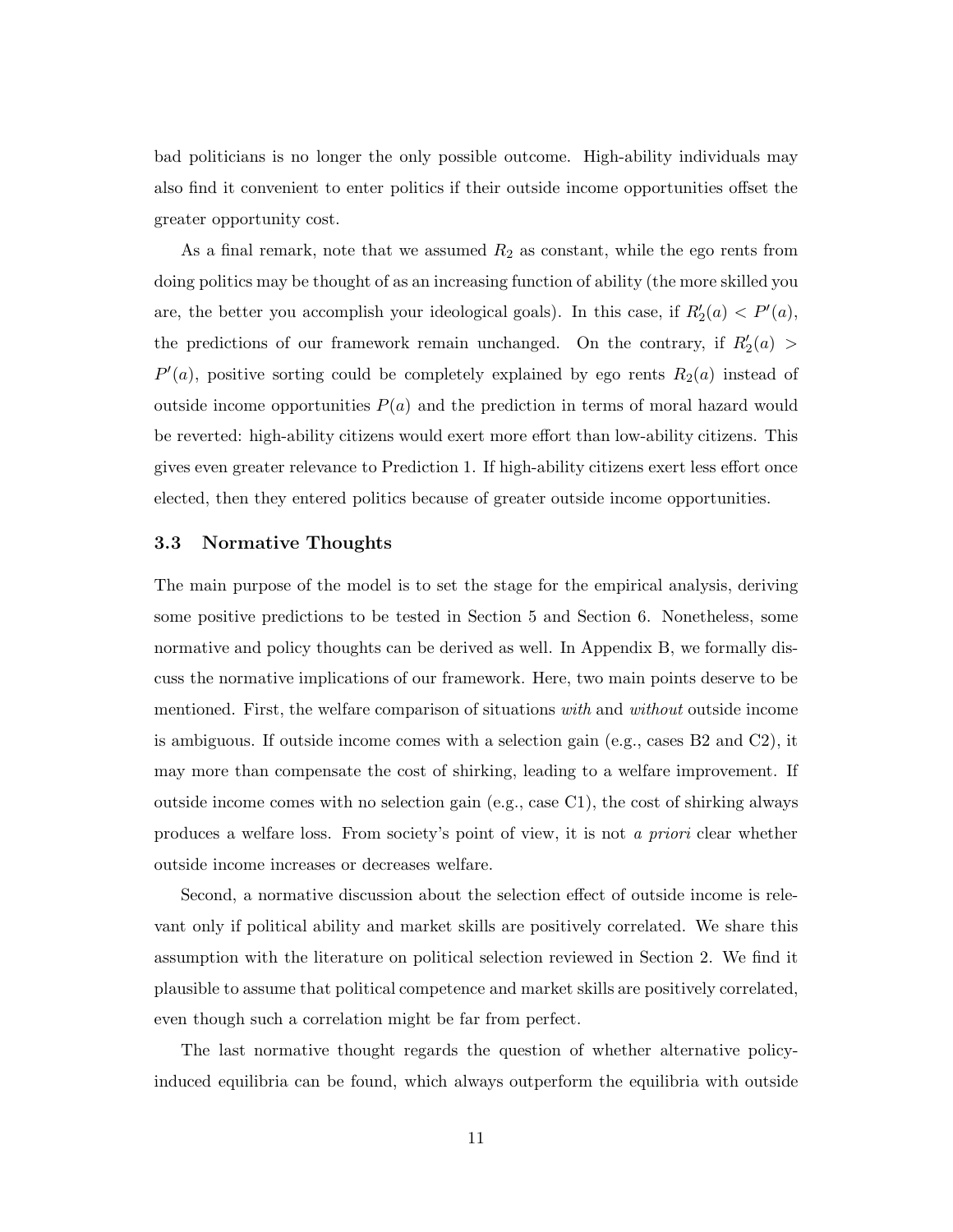bad politicians is no longer the only possible outcome. High-ability individuals may also find it convenient to enter politics if their outside income opportunities offset the greater opportunity cost.

As a final remark, note that we assumed $R_2$ as constant, while the ego rents from doing politics may be thought of as an increasing function of ability (the more skilled you are, the better you accomplish your ideological goals). In this case, if $R_2'(a) < P'(a)$, the predictions of our framework remain unchanged. On the contrary, if $R_2'(a) > P'(a)$, positive sorting could be completely explained by ego rents $R_2(a)$ instead of outside income opportunities $P(a)$ and the prediction in terms of moral hazard would be reverted: high-ability citizens would exert more effort than low-ability citizens. This gives even greater relevance to Prediction 1. If high-ability citizens exert less effort once elected, then they entered politics because of greater outside income opportunities.

### 3.3 Normative Thoughts

The main purpose of the model is to set the stage for the empirical analysis, deriving some positive predictions to be tested in Section 5 and Section 6. Nonetheless, some normative and policy thoughts can be derived as well. In Appendix B, we formally discuss the normative implications of our framework. Here, two main points deserve to be mentioned. First, the welfare comparison of situations *with* and *without* outside income is ambiguous. If outside income comes with a selection gain (e.g., cases B2 and C2), it may more than compensate the cost of shirking, leading to a welfare improvement. If outside income comes with no selection gain (e.g., case C1), the cost of shirking always produces a welfare loss. From society's point of view, it is not *a priori* clear whether outside income increases or decreases welfare.

Second, a normative discussion about the selection effect of outside income is relevant only if political ability and market skills are positively correlated. We share this assumption with the literature on political selection reviewed in Section 2. We find it plausible to assume that political competence and market skills are positively correlated, even though such a correlation might be far from perfect.

The last normative thought regards the question of whether alternative policy-induced equilibria can be found, which always outperform the equilibria with outside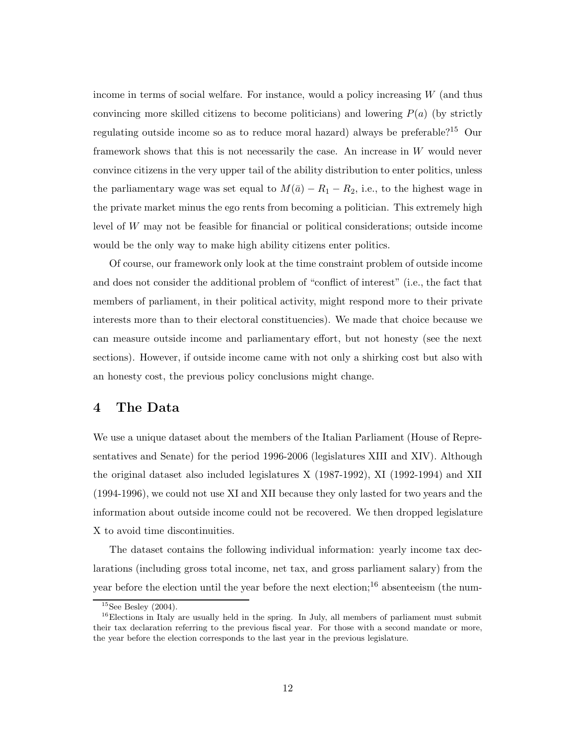income in terms of social welfare. For instance, would a policy increasing $W$ (and thus convincing more skilled citizens to become politicians) and lowering $P(a)$ (by strictly regulating outside income so as to reduce moral hazard) always be preferable?[15] Our framework shows that this is not necessarily the case. An increase in $W$ would never convince citizens in the very upper tail of the ability distribution to enter politics, unless the parliamentary wage was set equal to $M(\bar{a}) - R_1 - R_2$, i.e., to the highest wage in the private market minus the ego rents from becoming a politician. This extremely high level of $W$ may not be feasible for financial or political considerations; outside income would be the only way to make high ability citizens enter politics.

Of course, our framework only look at the time constraint problem of outside income and does not consider the additional problem of "conflict of interest" (i.e., the fact that members of parliament, in their political activity, might respond more to their private interests more than to their electoral constituencies). We made that choice because we can measure outside income and parliamentary effort, but not honesty (see the next sections). However, if outside income came with not only a shirking cost but also with an honesty cost, the previous policy conclusions might change.

# 4 The Data

We use a unique dataset about the members of the Italian Parliament (House of Representatives and Senate) for the period 1996-2006 (legislatures XIII and XIV). Although the original dataset also included legislatures X (1987-1992), XI (1992-1994) and XII (1994-1996), we could not use XI and XII because they only lasted for two years and the information about outside income could not be recovered. We then dropped legislature X to avoid time discontinuities.

The dataset contains the following individual information: yearly income tax declarations (including gross total income, net tax, and gross parliament salary) from the year before the election until the year before the next election;[16] absenteeism (the num-

[15] See Besley (2004).

[16] Elections in Italy are usually held in the spring. In July, all members of parliament must submit their tax declaration referring to the previous fiscal year. For those with a second mandate or more, the year before the election corresponds to the last year in the previous legislature.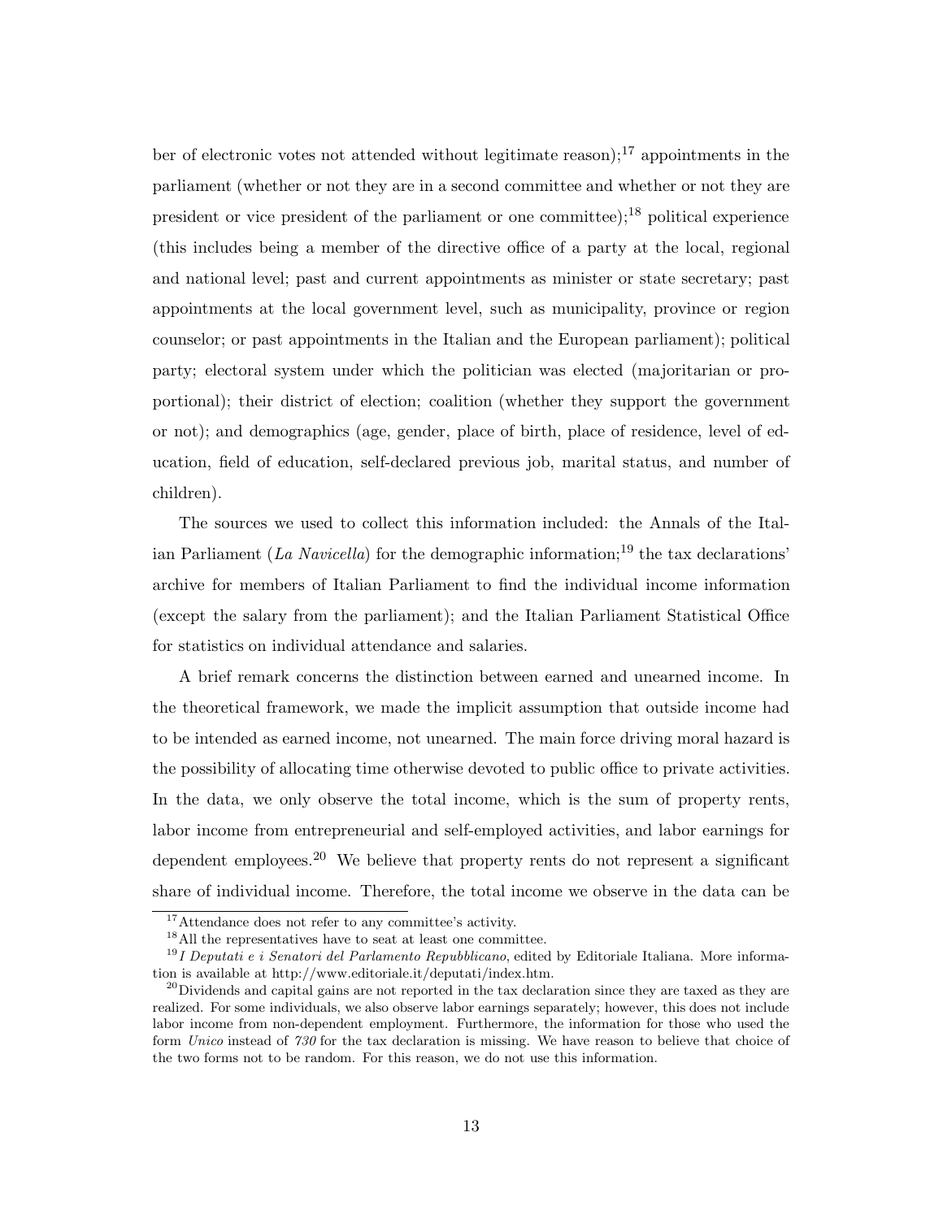ber of electronic votes not attended without legitimate reason);[17] appointments in the parliament (whether or not they are in a second committee and whether or not they are president or vice president of the parliament or one committee);[18] political experience (this includes being a member of the directive office of a party at the local, regional and national level; past and current appointments as minister or state secretary; past appointments at the local government level, such as municipality, province or region counselor; or past appointments in the Italian and the European parliament); political party; electoral system under which the politician was elected (majoritarian or proportional); their district of election; coalition (whether they support the government or not); and demographics (age, gender, place of birth, place of residence, level of education, field of education, self-declared previous job, marital status, and number of children).

The sources we used to collect this information included: the Annals of the Italian Parliament (*La Navicella*) for the demographic information;[19] the tax declarations' archive for members of Italian Parliament to find the individual income information (except the salary from the parliament); and the Italian Parliament Statistical Office for statistics on individual attendance and salaries.

A brief remark concerns the distinction between earned and unearned income. In the theoretical framework, we made the implicit assumption that outside income had to be intended as earned income, not unearned. The main force driving moral hazard is the possibility of allocating time otherwise devoted to public office to private activities. In the data, we only observe the total income, which is the sum of property rents, labor income from entrepreneurial and self-employed activities, and labor earnings for dependent employees.[20] We believe that property rents do not represent a significant share of individual income. Therefore, the total income we observe in the data can be

[17] Attendance does not refer to any committee's activity.

[18] All the representatives have to seat at least one committee.

[19] *I Deputati e i Senatori del Parlamento Repubblicano*, edited by Editoriale Italiana. More information is available at http://www.editoriale.it/deputati/index.htm.

[20] Dividends and capital gains are not reported in the tax declaration since they are taxed as they are realized. For some individuals, we also observe labor earnings separately; however, this does not include labor income from non-dependent employment. Furthermore, the information for those who used the form *Unico* instead of *730* for the tax declaration is missing. We have reason to believe that choice of the two forms not to be random. For this reason, we do not use this information.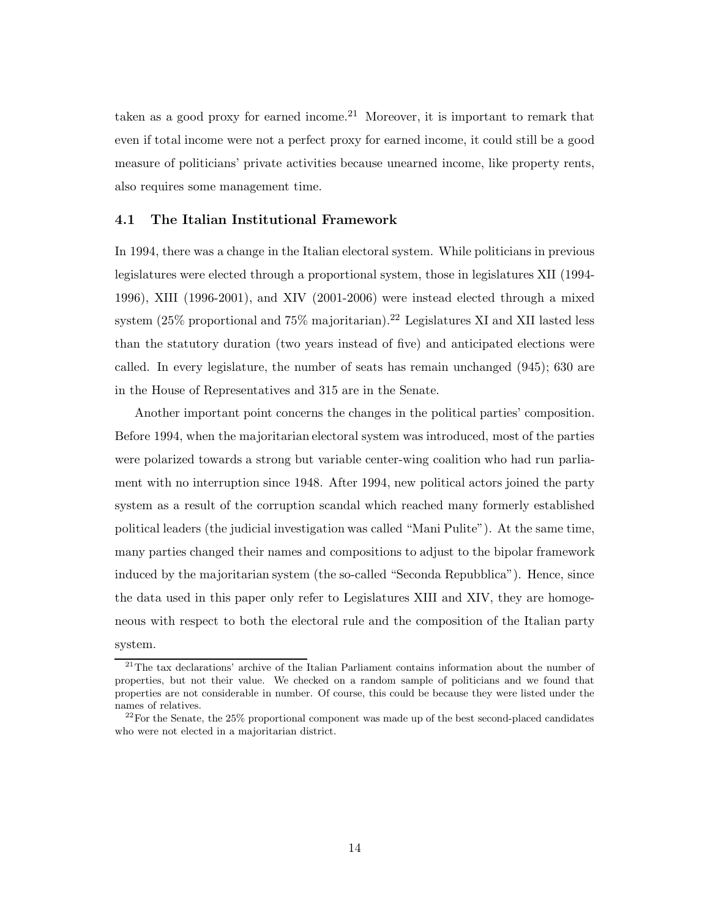taken as a good proxy for earned income.[21] Moreover, it is important to remark that even if total income were not a perfect proxy for earned income, it could still be a good measure of politicians' private activities because unearned income, like property rents, also requires some management time.

### 4.1 The Italian Institutional Framework

In 1994, there was a change in the Italian electoral system. While politicians in previous legislatures were elected through a proportional system, those in legislatures XII (1994-1996), XIII (1996-2001), and XIV (2001-2006) were instead elected through a mixed system (25% proportional and 75% majoritarian).[22] Legislatures XI and XII lasted less than the statutory duration (two years instead of five) and anticipated elections were called. In every legislature, the number of seats has remain unchanged (945); 630 are in the House of Representatives and 315 are in the Senate.

Another important point concerns the changes in the political parties' composition. Before 1994, when the majoritarian electoral system was introduced, most of the parties were polarized towards a strong but variable center-wing coalition who had run parliament with no interruption since 1948. After 1994, new political actors joined the party system as a result of the corruption scandal which reached many formerly established political leaders (the judicial investigation was called "Mani Pulite"). At the same time, many parties changed their names and compositions to adjust to the bipolar framework induced by the majoritarian system (the so-called "Seconda Repubblica"). Hence, since the data used in this paper only refer to Legislatures XIII and XIV, they are homogeneous with respect to both the electoral rule and the composition of the Italian party system.

[21] The tax declarations' archive of the Italian Parliament contains information about the number of properties, but not their value. We checked on a random sample of politicians and we found that properties are not considerable in number. Of course, this could be because they were listed under the names of relatives.

[22] For the Senate, the 25% proportional component was made up of the best second-placed candidates who were not elected in a majoritarian district.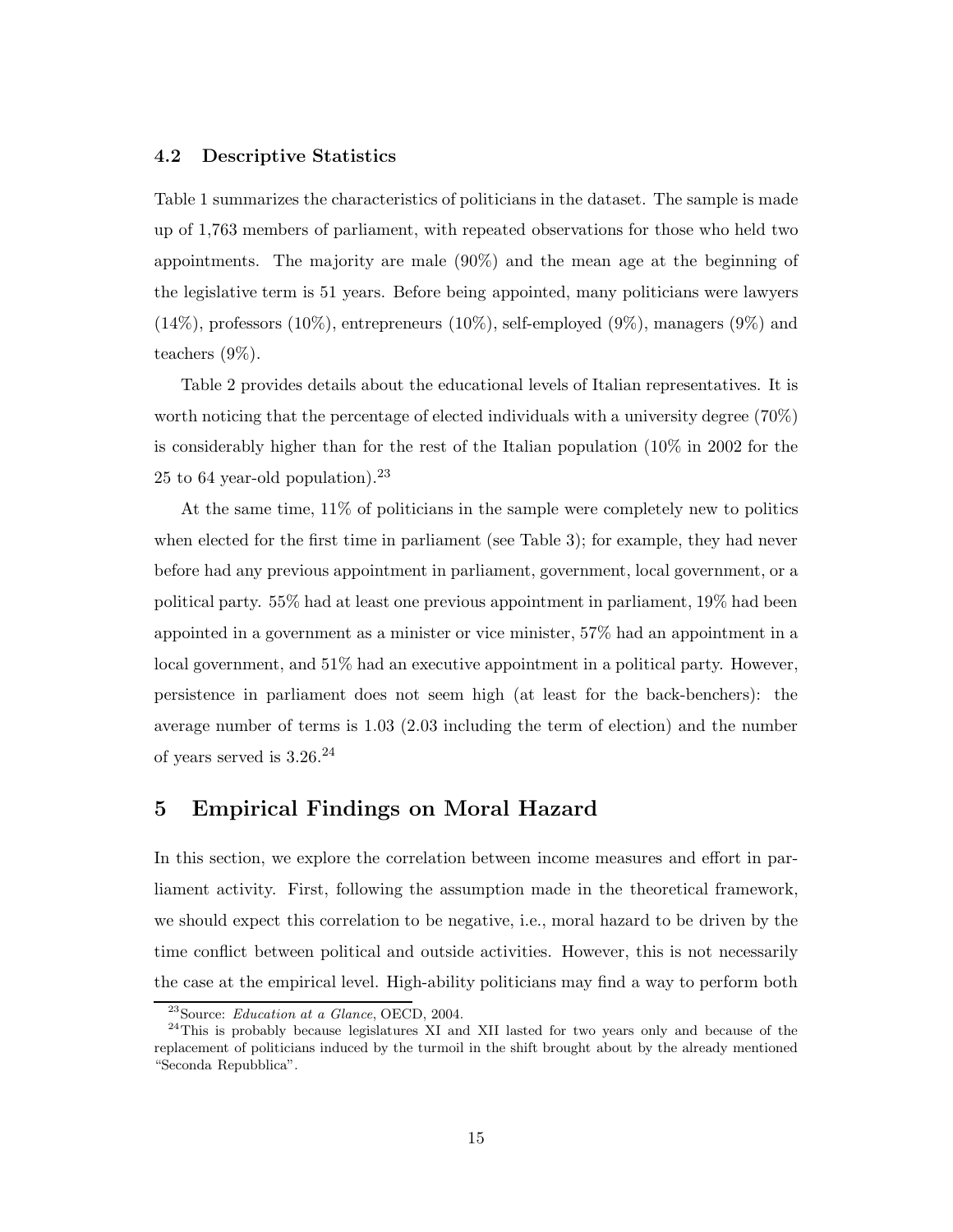### 4.2 Descriptive Statistics

Table 1 summarizes the characteristics of politicians in the dataset. The sample is made up of 1,763 members of parliament, with repeated observations for those who held two appointments. The majority are male (90%) and the mean age at the beginning of the legislative term is 51 years. Before being appointed, many politicians were lawyers (14%), professors (10%), entrepreneurs (10%), self-employed (9%), managers (9%) and teachers (9%).

Table 2 provides details about the educational levels of Italian representatives. It is worth noticing that the percentage of elected individuals with a university degree (70%) is considerably higher than for the rest of the Italian population (10% in 2002 for the 25 to 64 year-old population).[23]

At the same time, 11% of politicians in the sample were completely new to politics when elected for the first time in parliament (see Table 3); for example, they had never before had any previous appointment in parliament, government, local government, or a political party. 55% had at least one previous appointment in parliament, 19% had been appointed in a government as a minister or vice minister, 57% had an appointment in a local government, and 51% had an executive appointment in a political party. However, persistence in parliament does not seem high (at least for the back-benchers): the average number of terms is 1.03 (2.03 including the term of election) and the number of years served is 3.26.[24]

## 5 Empirical Findings on Moral Hazard

In this section, we explore the correlation between income measures and effort in parliament activity. First, following the assumption made in the theoretical framework, we should expect this correlation to be negative, i.e., moral hazard to be driven by the time conflict between political and outside activities. However, this is not necessarily the case at the empirical level. High-ability politicians may find a way to perform both

---

[23] Source: *Education at a Glance*, OECD, 2004.

[24] This is probably because legislatures XI and XII lasted for two years only and because of the replacement of politicians induced by the turmoil in the shift brought about by the already mentioned "Seconda Repubblica".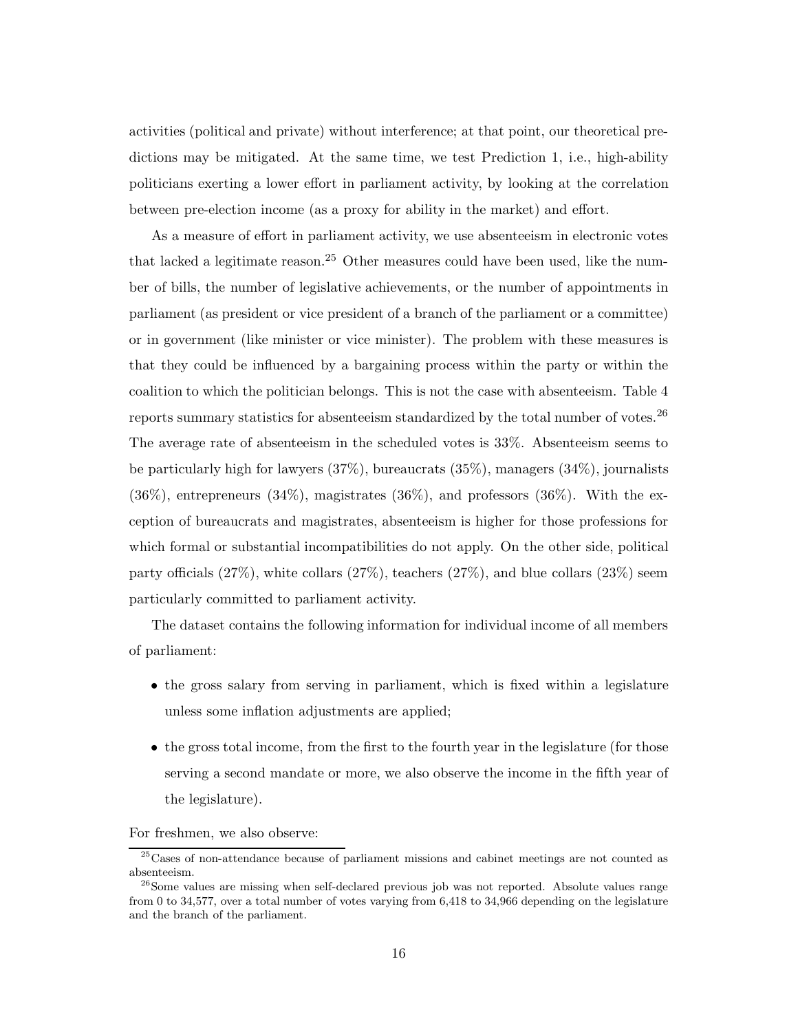activities (political and private) without interference; at that point, our theoretical predictions may be mitigated. At the same time, we test Prediction 1, i.e., high-ability politicians exerting a lower effort in parliament activity, by looking at the correlation between pre-election income (as a proxy for ability in the market) and effort.

As a measure of effort in parliament activity, we use absenteeism in electronic votes that lacked a legitimate reason.[25] Other measures could have been used, like the number of bills, the number of legislative achievements, or the number of appointments in parliament (as president or vice president of a branch of the parliament or a committee) or in government (like minister or vice minister). The problem with these measures is that they could be influenced by a bargaining process within the party or within the coalition to which the politician belongs. This is not the case with absenteeism. Table 4 reports summary statistics for absenteeism standardized by the total number of votes.[26] The average rate of absenteeism in the scheduled votes is 33%. Absenteeism seems to be particularly high for lawyers (37%), bureaucrats (35%), managers (34%), journalists (36%), entrepreneurs (34%), magistrates (36%), and professors (36%). With the exception of bureaucrats and magistrates, absenteeism is higher for those professions for which formal or substantial incompatibilities do not apply. On the other side, political party officials (27%), white collars (27%), teachers (27%), and blue collars (23%) seem particularly committed to parliament activity.

The dataset contains the following information for individual income of all members of parliament:

- the gross salary from serving in parliament, which is fixed within a legislature unless some inflation adjustments are applied;
- the gross total income, from the first to the fourth year in the legislature (for those serving a second mandate or more, we also observe the income in the fifth year of the legislature).

For freshmen, we also observe:

[25] Cases of non-attendance because of parliament missions and cabinet meetings are not counted as absenteeism.

[26] Some values are missing when self-declared previous job was not reported. Absolute values range from 0 to 34,577, over a total number of votes varying from 6,418 to 34,966 depending on the legislature and the branch of the parliament.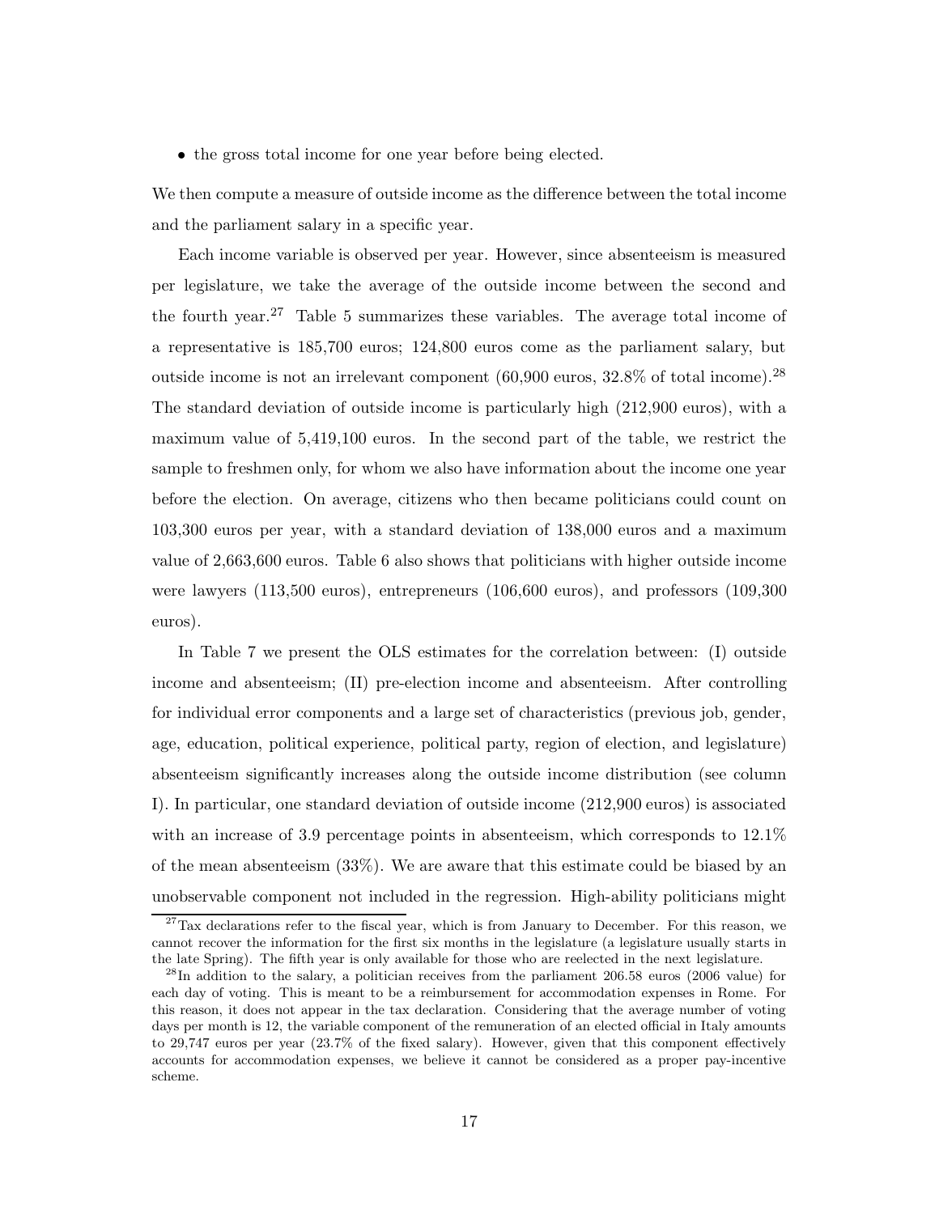- the gross total income for one year before being elected.

We then compute a measure of outside income as the difference between the total income and the parliament salary in a specific year.

Each income variable is observed per year. However, since absenteeism is measured per legislature, we take the average of the outside income between the second and the fourth year.[27] Table 5 summarizes these variables. The average total income of a representative is 185,700 euros; 124,800 euros come as the parliament salary, but outside income is not an irrelevant component (60,900 euros, 32.8% of total income).[28] The standard deviation of outside income is particularly high (212,900 euros), with a maximum value of 5,419,100 euros. In the second part of the table, we restrict the sample to freshmen only, for whom we also have information about the income one year before the election. On average, citizens who then became politicians could count on 103,300 euros per year, with a standard deviation of 138,000 euros and a maximum value of 2,663,600 euros. Table 6 also shows that politicians with higher outside income were lawyers (113,500 euros), entrepreneurs (106,600 euros), and professors (109,300 euros).

In Table 7 we present the OLS estimates for the correlation between: (I) outside income and absenteeism; (II) pre-election income and absenteeism. After controlling for individual error components and a large set of characteristics (previous job, gender, age, education, political experience, political party, region of election, and legislature) absenteeism significantly increases along the outside income distribution (see column I). In particular, one standard deviation of outside income (212,900 euros) is associated with an increase of 3.9 percentage points in absenteeism, which corresponds to 12.1% of the mean absenteeism (33%). We are aware that this estimate could be biased by an unobservable component not included in the regression. High-ability politicians might

[27] Tax declarations refer to the fiscal year, which is from January to December. For this reason, we cannot recover the information for the first six months in the legislature (a legislature usually starts in the late Spring). The fifth year is only available for those who are reelected in the next legislature.

[28] In addition to the salary, a politician receives from the parliament 206.58 euros (2006 value) for each day of voting. This is meant to be a reimbursement for accommodation expenses in Rome. For this reason, it does not appear in the tax declaration. Considering that the average number of voting days per month is 12, the variable component of the remuneration of an elected official in Italy amounts to 29,747 euros per year (23.7% of the fixed salary). However, given that this component effectively accounts for accommodation expenses, we believe it cannot be considered as a proper pay-incentive scheme.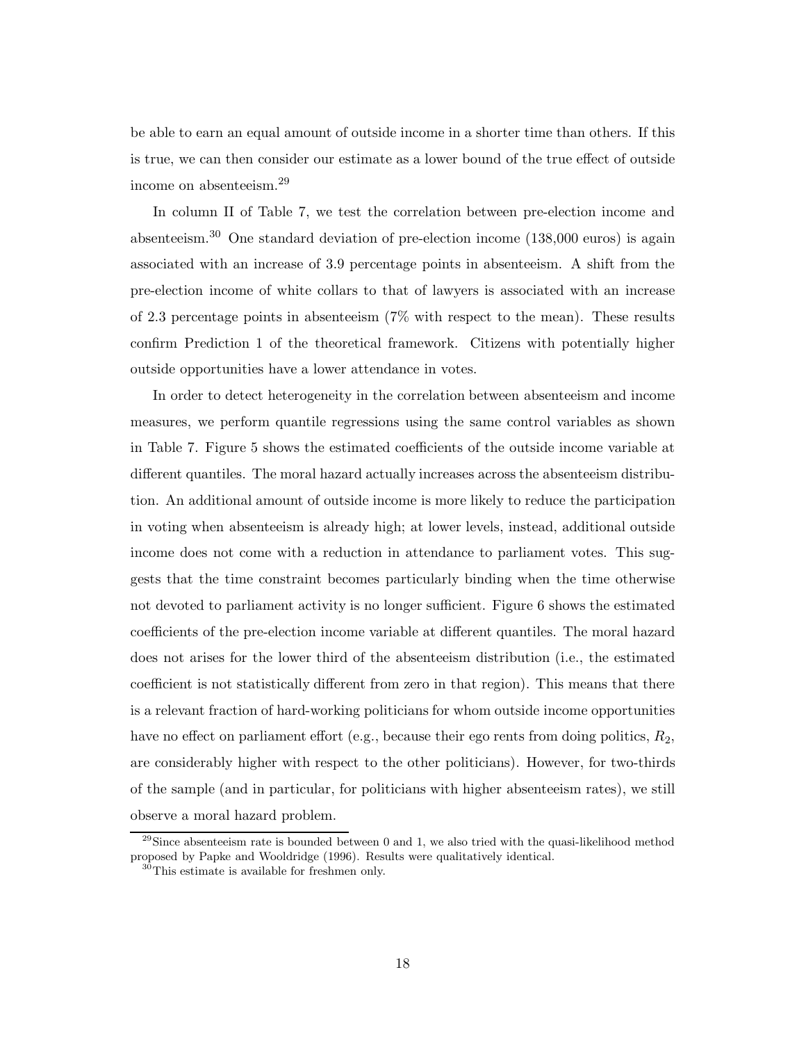be able to earn an equal amount of outside income in a shorter time than others. If this is true, we can then consider our estimate as a lower bound of the true effect of outside income on absenteeism.[29]

In column II of Table 7, we test the correlation between pre-election income and absenteeism.[30] One standard deviation of pre-election income (138,000 euros) is again associated with an increase of 3.9 percentage points in absenteeism. A shift from the pre-election income of white collars to that of lawyers is associated with an increase of 2.3 percentage points in absenteeism (7% with respect to the mean). These results confirm Prediction 1 of the theoretical framework. Citizens with potentially higher outside opportunities have a lower attendance in votes.

In order to detect heterogeneity in the correlation between absenteeism and income measures, we perform quantile regressions using the same control variables as shown in Table 7. Figure 5 shows the estimated coefficients of the outside income variable at different quantiles. The moral hazard actually increases across the absenteeism distribution. An additional amount of outside income is more likely to reduce the participation in voting when absenteeism is already high; at lower levels, instead, additional outside income does not come with a reduction in attendance to parliament votes. This suggests that the time constraint becomes particularly binding when the time otherwise not devoted to parliament activity is no longer sufficient. Figure 6 shows the estimated coefficients of the pre-election income variable at different quantiles. The moral hazard does not arises for the lower third of the absenteeism distribution (i.e., the estimated coefficient is not statistically different from zero in that region). This means that there is a relevant fraction of hard-working politicians for whom outside income opportunities have no effect on parliament effort (e.g., because their ego rents from doing politics, $R_2$, are considerably higher with respect to the other politicians). However, for two-thirds of the sample (and in particular, for politicians with higher absenteeism rates), we still observe a moral hazard problem.

[29]Since absenteeism rate is bounded between 0 and 1, we also tried with the quasi-likelihood method proposed by Papke and Wooldridge (1996). Results were qualitatively identical.

[30]This estimate is available for freshmen only.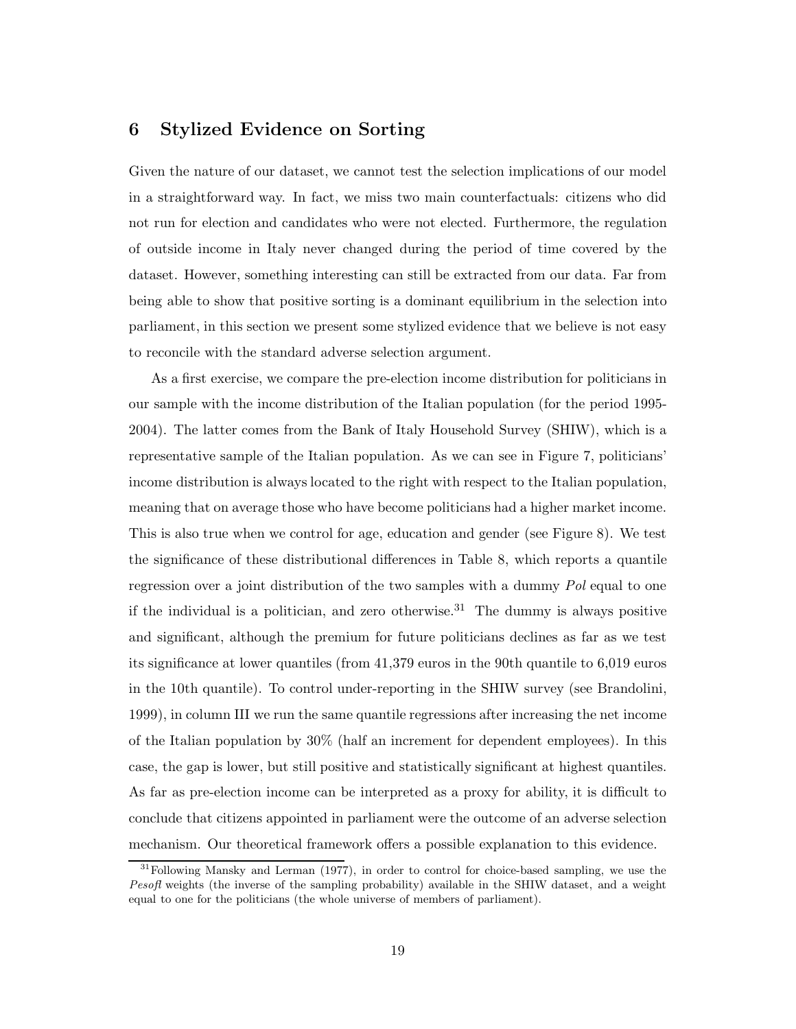# 6 Stylized Evidence on Sorting

Given the nature of our dataset, we cannot test the selection implications of our model in a straightforward way. In fact, we miss two main counterfactuals: citizens who did not run for election and candidates who were not elected. Furthermore, the regulation of outside income in Italy never changed during the period of time covered by the dataset. However, something interesting can still be extracted from our data. Far from being able to show that positive sorting is a dominant equilibrium in the selection into parliament, in this section we present some stylized evidence that we believe is not easy to reconcile with the standard adverse selection argument.

As a first exercise, we compare the pre-election income distribution for politicians in our sample with the income distribution of the Italian population (for the period 1995-2004). The latter comes from the Bank of Italy Household Survey (SHIW), which is a representative sample of the Italian population. As we can see in Figure 7, politicians' income distribution is always located to the right with respect to the Italian population, meaning that on average those who have become politicians had a higher market income. This is also true when we control for age, education and gender (see Figure 8). We test the significance of these distributional differences in Table 8, which reports a quantile regression over a joint distribution of the two samples with a dummy *Pol* equal to one if the individual is a politician, and zero otherwise.[31] The dummy is always positive and significant, although the premium for future politicians declines as far as we test its significance at lower quantiles (from 41,379 euros in the 90th quantile to 6,019 euros in the 10th quantile). To control under-reporting in the SHIW survey (see Brandolini, 1999), in column III we run the same quantile regressions after increasing the net income of the Italian population by 30% (half an increment for dependent employees). In this case, the gap is lower, but still positive and statistically significant at highest quantiles. As far as pre-election income can be interpreted as a proxy for ability, it is difficult to conclude that citizens appointed in parliament were the outcome of an adverse selection mechanism. Our theoretical framework offers a possible explanation to this evidence.

[31] Following Mansky and Lerman (1977), in order to control for choice-based sampling, we use the *Pesofl* weights (the inverse of the sampling probability) available in the SHIW dataset, and a weight equal to one for the politicians (the whole universe of members of parliament).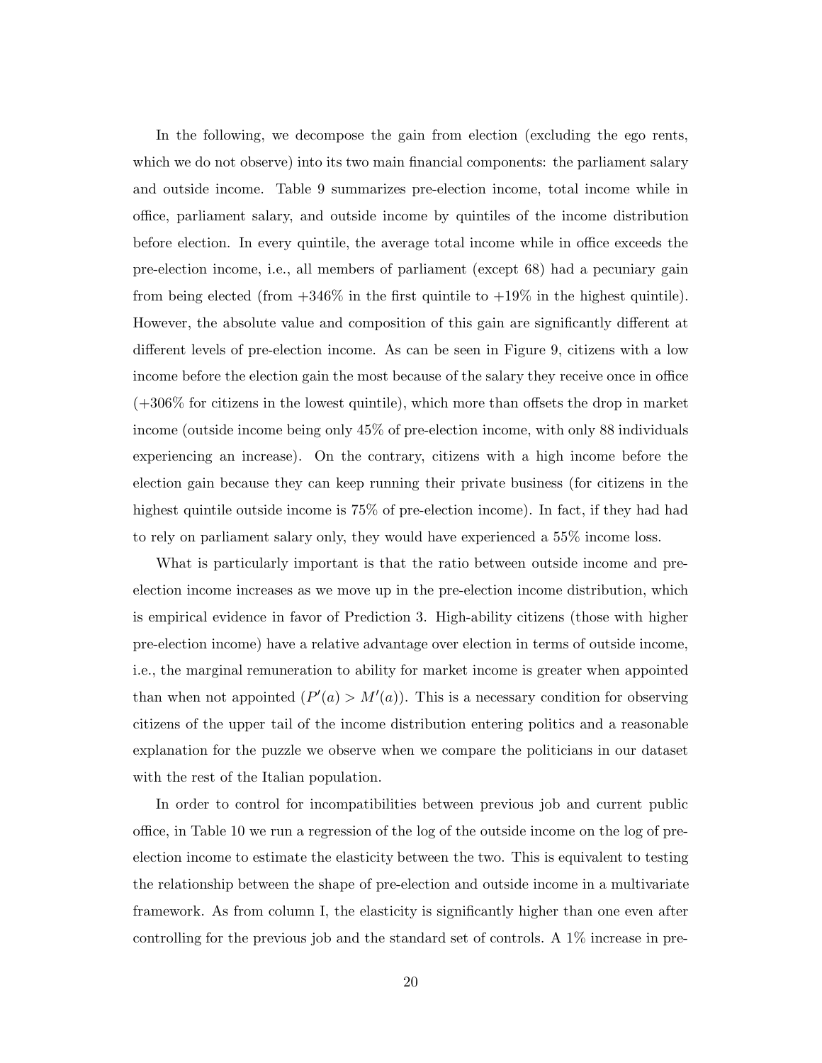In the following, we decompose the gain from election (excluding the ego rents, which we do not observe) into its two main financial components: the parliament salary and outside income. Table 9 summarizes pre-election income, total income while in office, parliament salary, and outside income by quintiles of the income distribution before election. In every quintile, the average total income while in office exceeds the pre-election income, i.e., all members of parliament (except 68) had a pecuniary gain from being elected (from +346% in the first quintile to +19% in the highest quintile). However, the absolute value and composition of this gain are significantly different at different levels of pre-election income. As can be seen in Figure 9, citizens with a low income before the election gain the most because of the salary they receive once in office (+306% for citizens in the lowest quintile), which more than offsets the drop in market income (outside income being only 45% of pre-election income, with only 88 individuals experiencing an increase). On the contrary, citizens with a high income before the election gain because they can keep running their private business (for citizens in the highest quintile outside income is 75% of pre-election income). In fact, if they had had to rely on parliament salary only, they would have experienced a 55% income loss.

What is particularly important is that the ratio between outside income and pre-election income increases as we move up in the pre-election income distribution, which is empirical evidence in favor of Prediction 3. High-ability citizens (those with higher pre-election income) have a relative advantage over election in terms of outside income, i.e., the marginal remuneration to ability for market income is greater when appointed than when not appointed ($P'(a) > M'(a)$). This is a necessary condition for observing citizens of the upper tail of the income distribution entering politics and a reasonable explanation for the puzzle we observe when we compare the politicians in our dataset with the rest of the Italian population.

In order to control for incompatibilities between previous job and current public office, in Table 10 we run a regression of the log of the outside income on the log of pre-election income to estimate the elasticity between the two. This is equivalent to testing the relationship between the shape of pre-election and outside income in a multivariate framework. As from column I, the elasticity is significantly higher than one even after controlling for the previous job and the standard set of controls. A 1% increase in pre-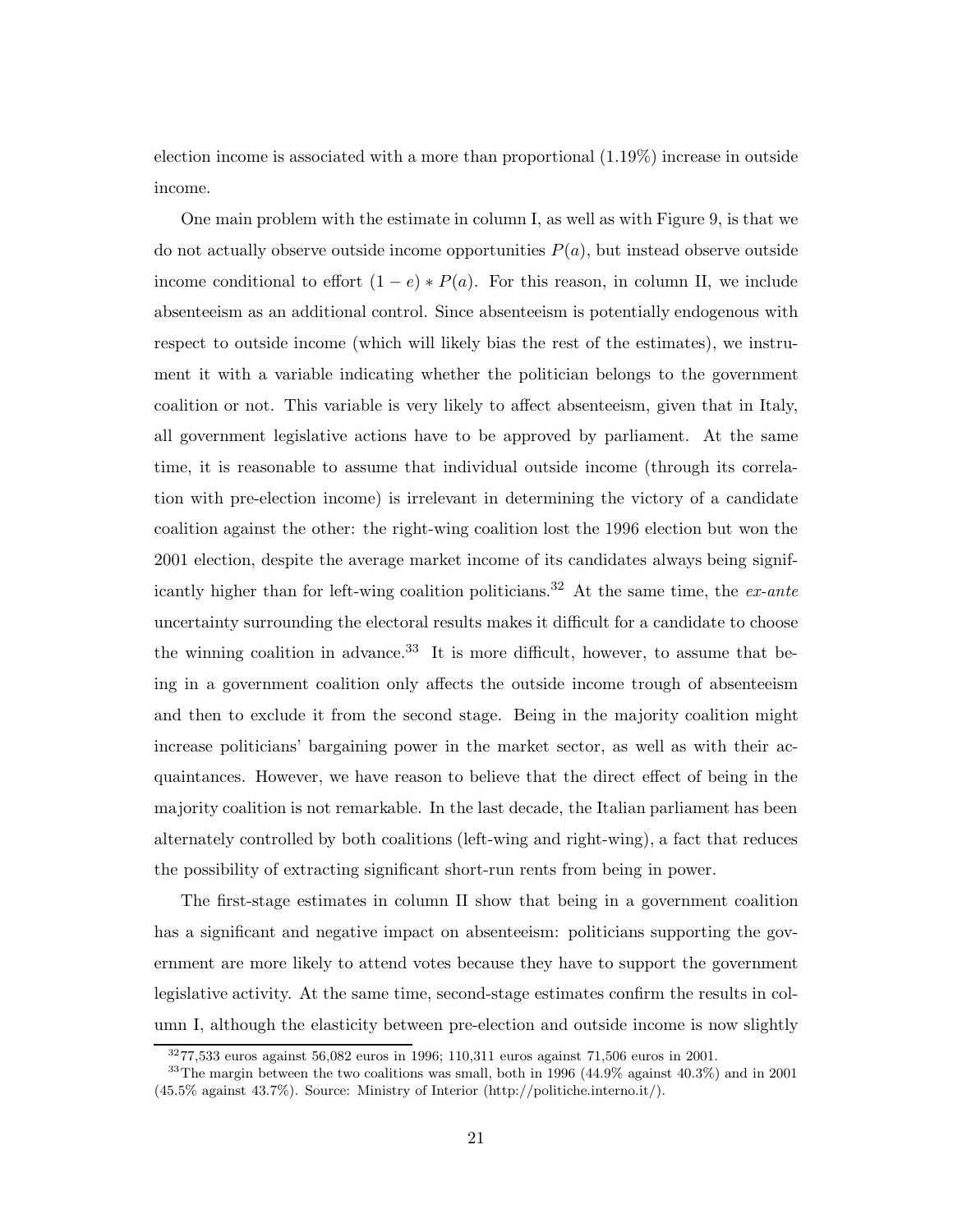election income is associated with a more than proportional (1.19%) increase in outside income.

One main problem with the estimate in column I, as well as with Figure 9, is that we do not actually observe outside income opportunities $P(a)$, but instead observe outside income conditional to effort $(1-e)*P(a)$. For this reason, in column II, we include absenteeism as an additional control. Since absenteeism is potentially endogenous with respect to outside income (which will likely bias the rest of the estimates), we instrument it with a variable indicating whether the politician belongs to the government coalition or not. This variable is very likely to affect absenteeism, given that in Italy, all government legislative actions have to be approved by parliament. At the same time, it is reasonable to assume that individual outside income (through its correlation with pre-election income) is irrelevant in determining the victory of a candidate coalition against the other: the right-wing coalition lost the 1996 election but won the 2001 election, despite the average market income of its candidates always being significantly higher than for left-wing coalition politicians.[32] At the same time, the *ex-ante* uncertainty surrounding the electoral results makes it difficult for a candidate to choose the winning coalition in advance.[33] It is more difficult, however, to assume that being in a government coalition only affects the outside income trough of absenteeism and then to exclude it from the second stage. Being in the majority coalition might increase politicians' bargaining power in the market sector, as well as with their acquaintances. However, we have reason to believe that the direct effect of being in the majority coalition is not remarkable. In the last decade, the Italian parliament has been alternately controlled by both coalitions (left-wing and right-wing), a fact that reduces the possibility of extracting significant short-run rents from being in power.

The first-stage estimates in column II show that being in a government coalition has a significant and negative impact on absenteeism: politicians supporting the government are more likely to attend votes because they have to support the government legislative activity. At the same time, second-stage estimates confirm the results in column I, although the elasticity between pre-election and outside income is now slightly

[32] 77,533 euros against 56,082 euros in 1996; 110,311 euros against 71,506 euros in 2001.

[33] The margin between the two coalitions was small, both in 1996 (44.9% against 40.3%) and in 2001 (45.5% against 43.7%). Source: Ministry of Interior (http://politiche.interno.it/).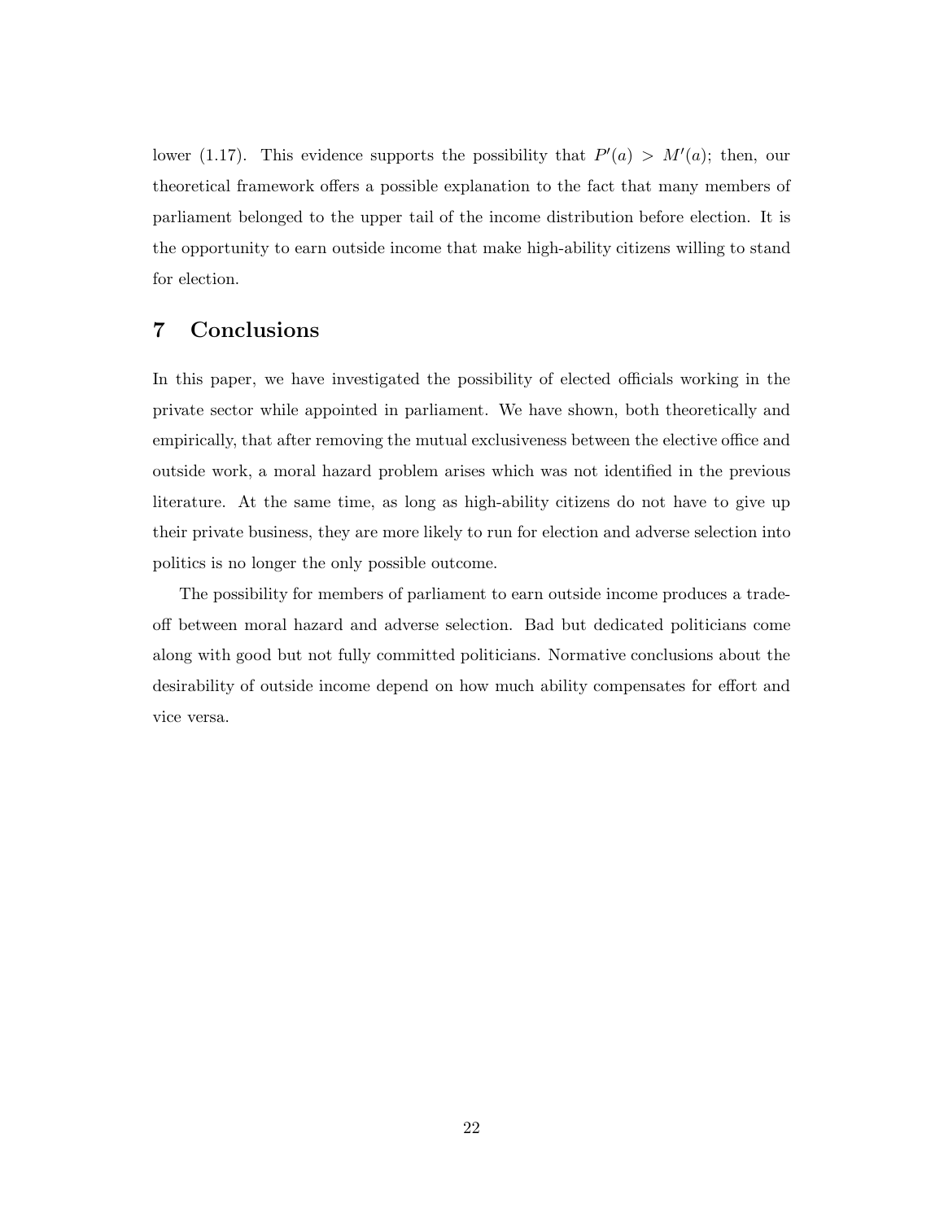lower (1.17). This evidence supports the possibility that $P'(a) > M'(a)$; then, our theoretical framework offers a possible explanation to the fact that many members of parliament belonged to the upper tail of the income distribution before election. It is the opportunity to earn outside income that make high-ability citizens willing to stand for election.

## 7 Conclusions

In this paper, we have investigated the possibility of elected officials working in the private sector while appointed in parliament. We have shown, both theoretically and empirically, that after removing the mutual exclusiveness between the elective office and outside work, a moral hazard problem arises which was not identified in the previous literature. At the same time, as long as high-ability citizens do not have to give up their private business, they are more likely to run for election and adverse selection into politics is no longer the only possible outcome.

The possibility for members of parliament to earn outside income produces a trade-off between moral hazard and adverse selection. Bad but dedicated politicians come along with good but not fully committed politicians. Normative conclusions about the desirability of outside income depend on how much ability compensates for effort and vice versa.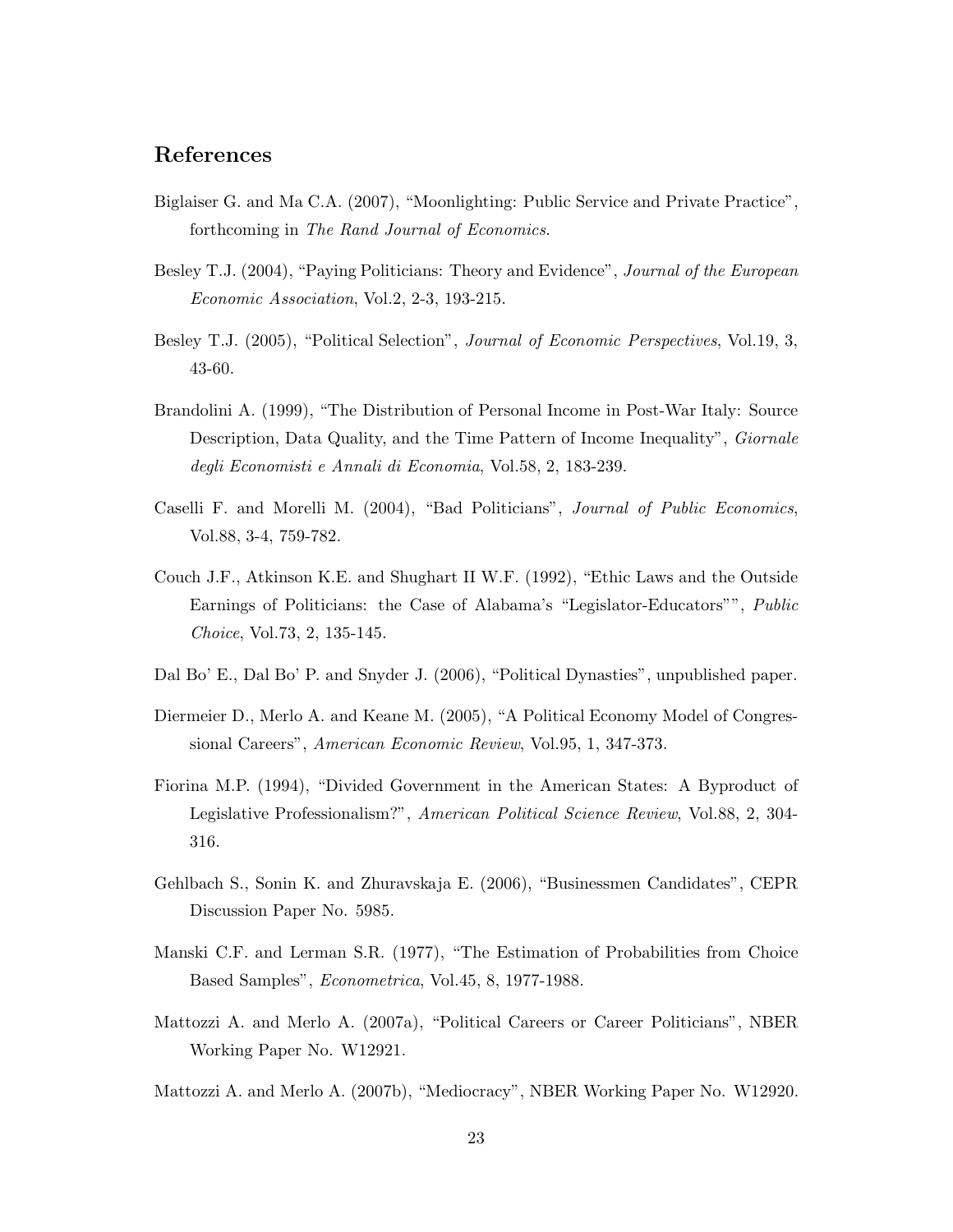## References

Biglaiser G. and Ma C.A. (2007), "Moonlighting: Public Service and Private Practice", forthcoming in *The Rand Journal of Economics*.

Besley T.J. (2004), "Paying Politicians: Theory and Evidence", *Journal of the European Economic Association*, Vol.2, 2-3, 193-215.

Besley T.J. (2005), "Political Selection", *Journal of Economic Perspectives*, Vol.19, 3, 43-60.

Brandolini A. (1999), "The Distribution of Personal Income in Post-War Italy: Source Description, Data Quality, and the Time Pattern of Income Inequality", *Giornale degli Economisti e Annali di Economia*, Vol.58, 2, 183-239.

Caselli F. and Morelli M. (2004), "Bad Politicians", *Journal of Public Economics*, Vol.88, 3-4, 759-782.

Couch J.F., Atkinson K.E. and Shughart II W.F. (1992), "Ethic Laws and the Outside Earnings of Politicians: the Case of Alabama's "Legislator-Educators"", *Public Choice*, Vol.73, 2, 135-145.

Dal Bo' E., Dal Bo' P. and Snyder J. (2006), "Political Dynasties", unpublished paper.

Diermeier D., Merlo A. and Keane M. (2005), "A Political Economy Model of Congressional Careers", *American Economic Review*, Vol.95, 1, 347-373.

Fiorina M.P. (1994), "Divided Government in the American States: A Byproduct of Legislative Professionalism?", *American Political Science Review*, Vol.88, 2, 304-316.

Gehlbach S., Sonin K. and Zhuravskaja E. (2006), "Businessmen Candidates", CEPR Discussion Paper No. 5985.

Manski C.F. and Lerman S.R. (1977), "The Estimation of Probabilities from Choice Based Samples", *Econometrica*, Vol.45, 8, 1977-1988.

Mattozzi A. and Merlo A. (2007a), "Political Careers or Career Politicians", NBER Working Paper No. W12921.

Mattozzi A. and Merlo A. (2007b), "Mediocracy", NBER Working Paper No. W12920.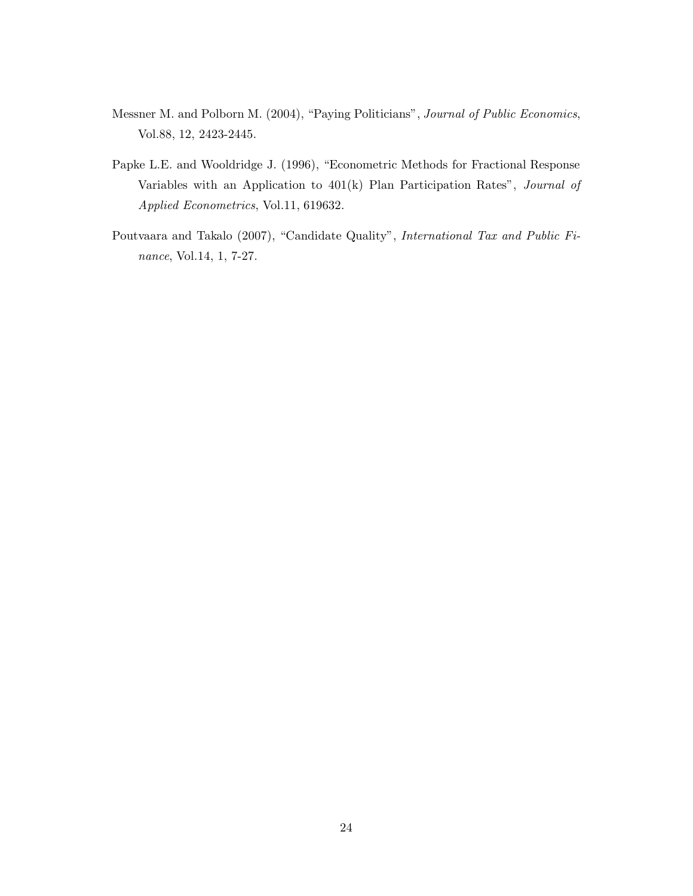Messner M. and Polborn M. (2004), "Paying Politicians", *Journal of Public Economics*, Vol.88, 12, 2423-2445.

Papke L.E. and Wooldridge J. (1996), "Econometric Methods for Fractional Response Variables with an Application to 401(k) Plan Participation Rates", *Journal of Applied Econometrics*, Vol.11, 619632.

Poutvaara and Takalo (2007), "Candidate Quality", *International Tax and Public Finance*, Vol.14, 1, 7-27.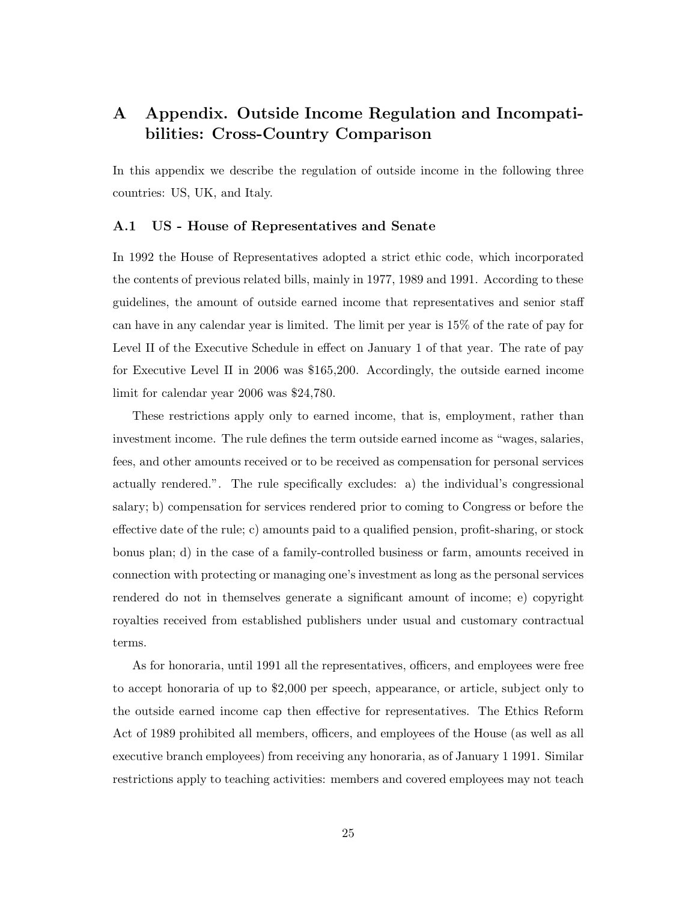# A Appendix. Outside Income Regulation and Incompatibilities: Cross-Country Comparison

In this appendix we describe the regulation of outside income in the following three countries: US, UK, and Italy.

## A.1 US - House of Representatives and Senate

In 1992 the House of Representatives adopted a strict ethic code, which incorporated the contents of previous related bills, mainly in 1977, 1989 and 1991. According to these guidelines, the amount of outside earned income that representatives and senior staff can have in any calendar year is limited. The limit per year is 15% of the rate of pay for Level II of the Executive Schedule in effect on January 1 of that year. The rate of pay for Executive Level II in 2006 was $165,200. Accordingly, the outside earned income limit for calendar year 2006 was $24,780.

These restrictions apply only to earned income, that is, employment, rather than investment income. The rule defines the term outside earned income as "wages, salaries, fees, and other amounts received or to be received as compensation for personal services actually rendered.". The rule specifically excludes: a) the individual's congressional salary; b) compensation for services rendered prior to coming to Congress or before the effective date of the rule; c) amounts paid to a qualified pension, profit-sharing, or stock bonus plan; d) in the case of a family-controlled business or farm, amounts received in connection with protecting or managing one's investment as long as the personal services rendered do not in themselves generate a significant amount of income; e) copyright royalties received from established publishers under usual and customary contractual terms.

As for honoraria, until 1991 all the representatives, officers, and employees were free to accept honoraria of up to $2,000 per speech, appearance, or article, subject only to the outside earned income cap then effective for representatives. The Ethics Reform Act of 1989 prohibited all members, officers, and employees of the House (as well as all executive branch employees) from receiving any honoraria, as of January 1 1991. Similar restrictions apply to teaching activities: members and covered employees may not teach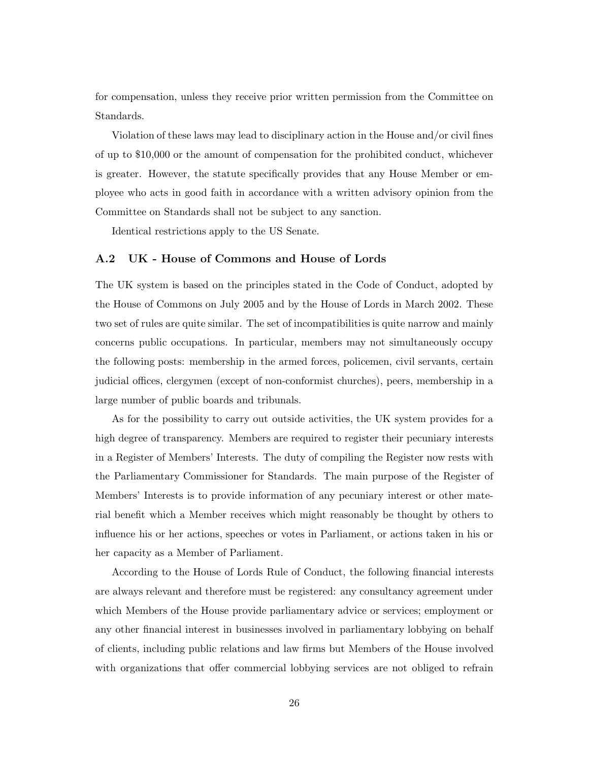for compensation, unless they receive prior written permission from the Committee on Standards.

Violation of these laws may lead to disciplinary action in the House and/or civil fines of up to $10,000 or the amount of compensation for the prohibited conduct, whichever is greater. However, the statute specifically provides that any House Member or employee who acts in good faith in accordance with a written advisory opinion from the Committee on Standards shall not be subject to any sanction.

Identical restrictions apply to the US Senate.

### A.2 UK - House of Commons and House of Lords

The UK system is based on the principles stated in the Code of Conduct, adopted by the House of Commons on July 2005 and by the House of Lords in March 2002. These two set of rules are quite similar. The set of incompatibilities is quite narrow and mainly concerns public occupations. In particular, members may not simultaneously occupy the following posts: membership in the armed forces, policemen, civil servants, certain judicial offices, clergymen (except of non-conformist churches), peers, membership in a large number of public boards and tribunals.

As for the possibility to carry out outside activities, the UK system provides for a high degree of transparency. Members are required to register their pecuniary interests in a Register of Members' Interests. The duty of compiling the Register now rests with the Parliamentary Commissioner for Standards. The main purpose of the Register of Members' Interests is to provide information of any pecuniary interest or other material benefit which a Member receives which might reasonably be thought by others to influence his or her actions, speeches or votes in Parliament, or actions taken in his or her capacity as a Member of Parliament.

According to the House of Lords Rule of Conduct, the following financial interests are always relevant and therefore must be registered: any consultancy agreement under which Members of the House provide parliamentary advice or services; employment or any other financial interest in businesses involved in parliamentary lobbying on behalf of clients, including public relations and law firms but Members of the House involved with organizations that offer commercial lobbying services are not obliged to refrain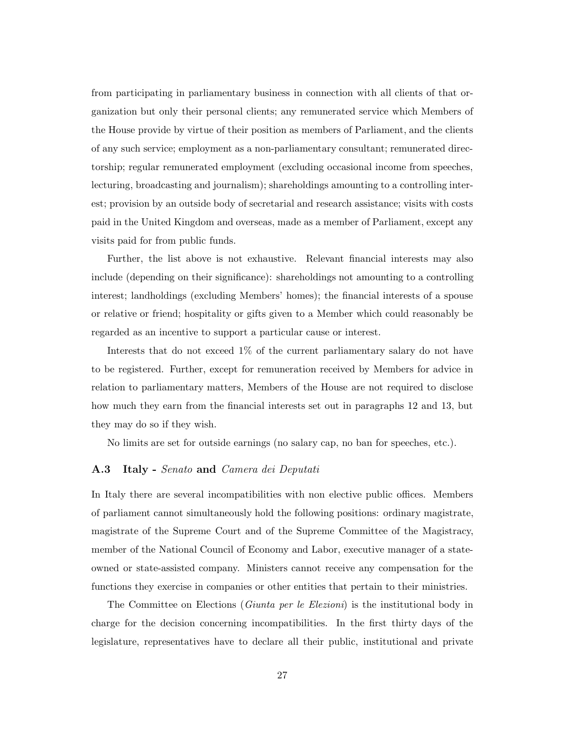from participating in parliamentary business in connection with all clients of that organization but only their personal clients; any remunerated service which Members of the House provide by virtue of their position as members of Parliament, and the clients of any such service; employment as a non-parliamentary consultant; remunerated directorship; regular remunerated employment (excluding occasional income from speeches, lecturing, broadcasting and journalism); shareholdings amounting to a controlling interest; provision by an outside body of secretarial and research assistance; visits with costs paid in the United Kingdom and overseas, made as a member of Parliament, except any visits paid for from public funds.

Further, the list above is not exhaustive. Relevant financial interests may also include (depending on their significance): shareholdings not amounting to a controlling interest; landholdings (excluding Members' homes); the financial interests of a spouse or relative or friend; hospitality or gifts given to a Member which could reasonably be regarded as an incentive to support a particular cause or interest.

Interests that do not exceed 1% of the current parliamentary salary do not have to be registered. Further, except for remuneration received by Members for advice in relation to parliamentary matters, Members of the House are not required to disclose how much they earn from the financial interests set out in paragraphs 12 and 13, but they may do so if they wish.

No limits are set for outside earnings (no salary cap, no ban for speeches, etc.).

### A.3 Italy - *Senato* and *Camera dei Deputati*

In Italy there are several incompatibilities with non elective public offices. Members of parliament cannot simultaneously hold the following positions: ordinary magistrate, magistrate of the Supreme Court and of the Supreme Committee of the Magistracy, member of the National Council of Economy and Labor, executive manager of a state-owned or state-assisted company. Ministers cannot receive any compensation for the functions they exercise in companies or other entities that pertain to their ministries.

The Committee on Elections (*Giunta per le Elezioni*) is the institutional body in charge for the decision concerning incompatibilities. In the first thirty days of the legislature, representatives have to declare all their public, institutional and private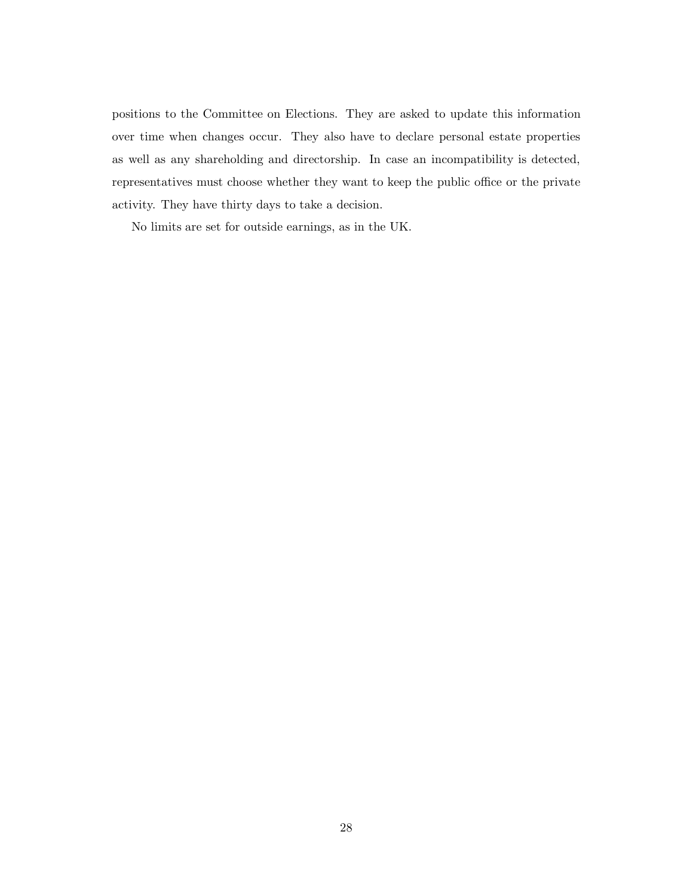positions to the Committee on Elections. They are asked to update this information over time when changes occur. They also have to declare personal estate properties as well as any shareholding and directorship. In case an incompatibility is detected, representatives must choose whether they want to keep the public office or the private activity. They have thirty days to take a decision.

No limits are set for outside earnings, as in the UK.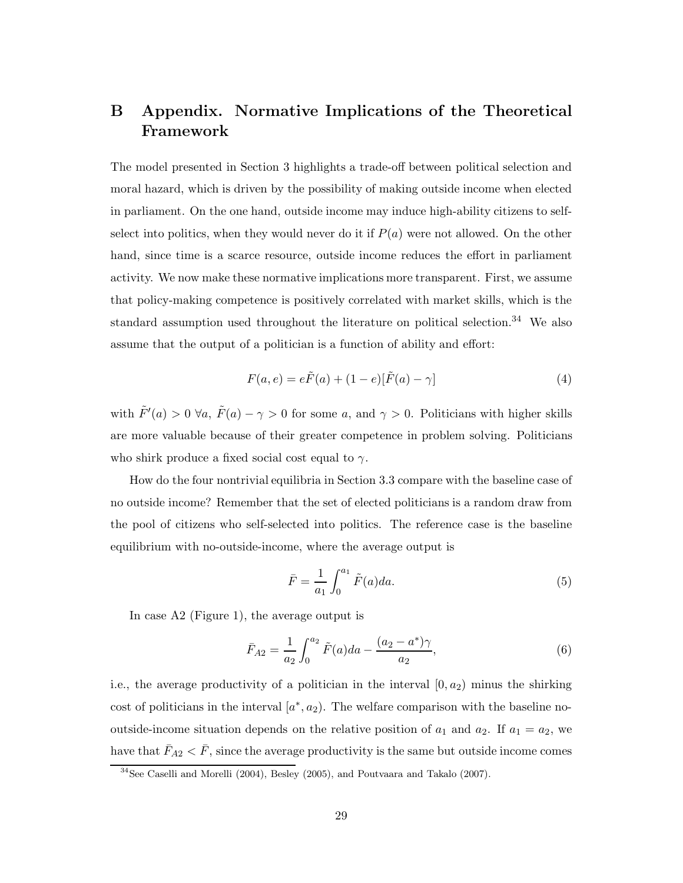# B Appendix. Normative Implications of the Theoretical Framework

The model presented in Section 3 highlights a trade-off between political selection and moral hazard, which is driven by the possibility of making outside income when elected in parliament. On the one hand, outside income may induce high-ability citizens to self-select into politics, when they would never do it if $P(a)$ were not allowed. On the other hand, since time is a scarce resource, outside income reduces the effort in parliament activity. We now make these normative implications more transparent. First, we assume that policy-making competence is positively correlated with market skills, which is the standard assumption used throughout the literature on political selection.[34] We also assume that the output of a politician is a function of ability and effort:

$$F(a, e) = e\tilde{F}(a) + (1 - e)[\tilde{F}(a) - \gamma] \tag{4}$$

with $\tilde{F}'(a) > 0 \ \forall a$, $\tilde{F}(a) - \gamma > 0$ for some $a$, and $\gamma > 0$. Politicians with higher skills are more valuable because of their greater competence in problem solving. Politicians who shirk produce a fixed social cost equal to $\gamma$.

How do the four nontrivial equilibria in Section 3.3 compare with the baseline case of no outside income? Remember that the set of elected politicians is a random draw from the pool of citizens who self-selected into politics. The reference case is the baseline equilibrium with no-outside-income, where the average output is

$$\bar{F} = \frac{1}{a_1} \int_0^{a_1} \tilde{F}(a) da. \tag{5}$$

In case A2 (Figure 1), the average output is

$$\bar{F}_{A2} = \frac{1}{a_2} \int_0^{a_2} \tilde{F}(a) da - \frac{(a_2 - a^*)\gamma}{a_2}, \tag{6}$$

i.e., the average productivity of a politician in the interval $[0, a_2)$ minus the shirking cost of politicians in the interval $[a^*, a_2)$. The welfare comparison with the baseline no-outside-income situation depends on the relative position of $a_1$ and $a_2$. If $a_1 = a_2$, we have that $\bar{F}_{A2} < \bar{F}$, since the average productivity is the same but outside income comes

[34] See Caselli and Morelli (2004), Besley (2005), and Poutvaara and Takalo (2007).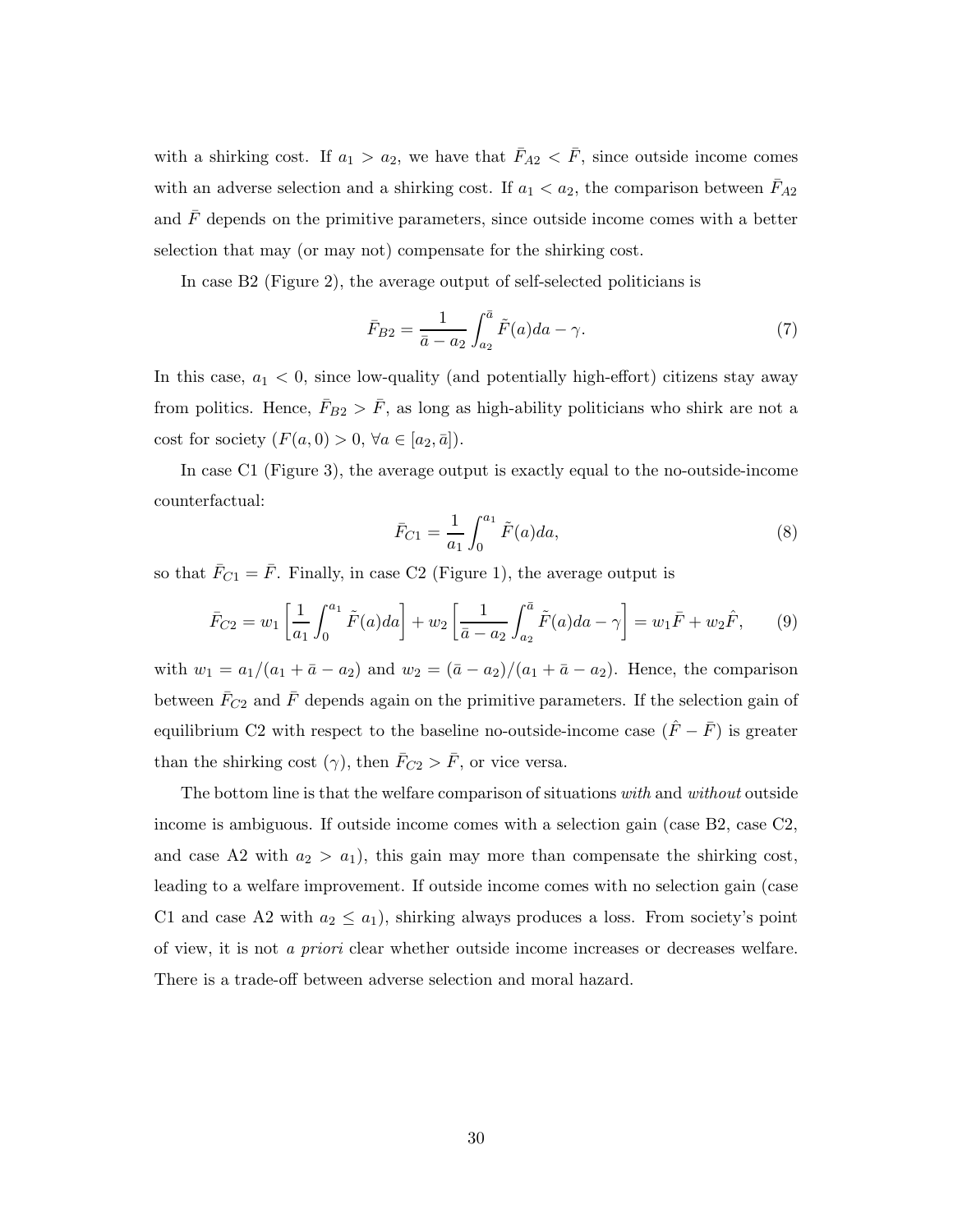with a shirking cost. If $a_1 > a_2$, we have that $\bar{F}_{A2} < \bar{F}$, since outside income comes with an adverse selection and a shirking cost. If $a_1 < a_2$, the comparison between $\bar{F}_{A2}$ and $\bar{F}$ depends on the primitive parameters, since outside income comes with a better selection that may (or may not) compensate for the shirking cost.

In case B2 (Figure 2), the average output of self-selected politicians is

$$\bar{F}_{B2} = \frac{1}{\bar{a} - a_2} \int_{a_2}^{\bar{a}} \tilde{F}(a)da - \gamma. \tag{7}$$

In this case, $a_1 < 0$, since low-quality (and potentially high-effort) citizens stay away from politics. Hence, $\bar{F}_{B2} > \bar{F}$, as long as high-ability politicians who shirk are not a cost for society ($F(a, 0) > 0$, $\forall a \in [a_2, \bar{a}]$).

In case C1 (Figure 3), the average output is exactly equal to the no-outside-income counterfactual:

$$\bar{F}_{C1} = \frac{1}{a_1} \int_{0}^{a_1} \tilde{F}(a)da, \tag{8}$$

so that $\bar{F}_{C1} = \bar{F}$. Finally, in case C2 (Figure 1), the average output is

$$\bar{F}_{C2} = w_1 \left[ \frac{1}{a_1} \int_{0}^{a_1} \tilde{F}(a)da \right] + w_2 \left[ \frac{1}{\bar{a} - a_2} \int_{a_2}^{\bar{a}} \tilde{F}(a)da - \gamma \right] = w_1 \bar{F} + w_2 \hat{F}, \tag{9}$$

with $w_1 = a_1/(a_1 + \bar{a} - a_2)$ and $w_2 = (\bar{a} - a_2)/(a_1 + \bar{a} - a_2)$. Hence, the comparison between $\bar{F}_{C2}$ and $\bar{F}$ depends again on the primitive parameters. If the selection gain of equilibrium C2 with respect to the baseline no-outside-income case ($\hat{F} - \bar{F}$) is greater than the shirking cost ($\gamma$), then $\bar{F}_{C2} > \bar{F}$, or vice versa.

The bottom line is that the welfare comparison of situations *with* and *without* outside income is ambiguous. If outside income comes with a selection gain (case B2, case C2, and case A2 with $a_2 > a_1$), this gain may more than compensate the shirking cost, leading to a welfare improvement. If outside income comes with no selection gain (case C1 and case A2 with $a_2 \leq a_1$), shirking always produces a loss. From society's point of view, it is not *a priori* clear whether outside income increases or decreases welfare. There is a trade-off between adverse selection and moral hazard.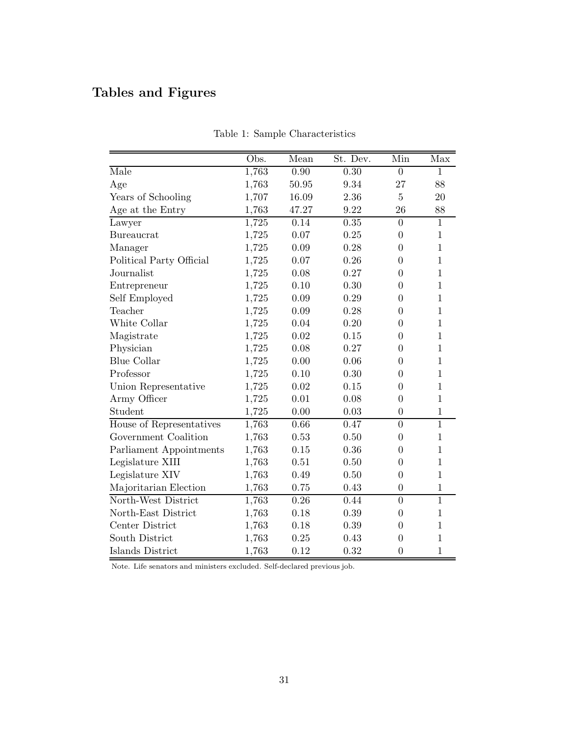# Tables and Figures

Table 1: Sample Characteristics

| | Obs. | Mean | St. Dev. | Min | Max |
|---|---|---|---|---|---|
| Male | 1,763 | 0.90 | 0.30 | 0 | 1 |
| Age | 1,763 | 50.95 | 9.34 | 27 | 88 |
| Years of Schooling | 1,707 | 16.09 | 2.36 | 5 | 20 |
| Age at the Entry | 1,763 | 47.27 | 9.22 | 26 | 88 |
| Lawyer | 1,725 | 0.14 | 0.35 | 0 | 1 |
| Bureaucrat | 1,725 | 0.07 | 0.25 | 0 | 1 |
| Manager | 1,725 | 0.09 | 0.28 | 0 | 1 |
| Political Party Official | 1,725 | 0.07 | 0.26 | 0 | 1 |
| Journalist | 1,725 | 0.08 | 0.27 | 0 | 1 |
| Entrepreneur | 1,725 | 0.10 | 0.30 | 0 | 1 |
| Self Employed | 1,725 | 0.09 | 0.29 | 0 | 1 |
| Teacher | 1,725 | 0.09 | 0.28 | 0 | 1 |
| White Collar | 1,725 | 0.04 | 0.20 | 0 | 1 |
| Magistrate | 1,725 | 0.02 | 0.15 | 0 | 1 |
| Physician | 1,725 | 0.08 | 0.27 | 0 | 1 |
| Blue Collar | 1,725 | 0.00 | 0.06 | 0 | 1 |
| Professor | 1,725 | 0.10 | 0.30 | 0 | 1 |
| Union Representative | 1,725 | 0.02 | 0.15 | 0 | 1 |
| Army Officer | 1,725 | 0.01 | 0.08 | 0 | 1 |
| Student | 1,725 | 0.00 | 0.03 | 0 | 1 |
| House of Representatives | 1,763 | 0.66 | 0.47 | 0 | 1 |
| Government Coalition | 1,763 | 0.53 | 0.50 | 0 | 1 |
| Parliament Appointments | 1,763 | 0.15 | 0.36 | 0 | 1 |
| Legislature XIII | 1,763 | 0.51 | 0.50 | 0 | 1 |
| Legislature XIV | 1,763 | 0.49 | 0.50 | 0 | 1 |
| Majoritarian Election | 1,763 | 0.75 | 0.43 | 0 | 1 |
| North-West District | 1,763 | 0.26 | 0.44 | 0 | 1 |
| North-East District | 1,763 | 0.18 | 0.39 | 0 | 1 |
| Center District | 1,763 | 0.18 | 0.39 | 0 | 1 |
| South District | 1,763 | 0.25 | 0.43 | 0 | 1 |
| Islands District | 1,763 | 0.12 | 0.32 | 0 | 1 |

Note. Life senators and ministers excluded. Self-declared previous job.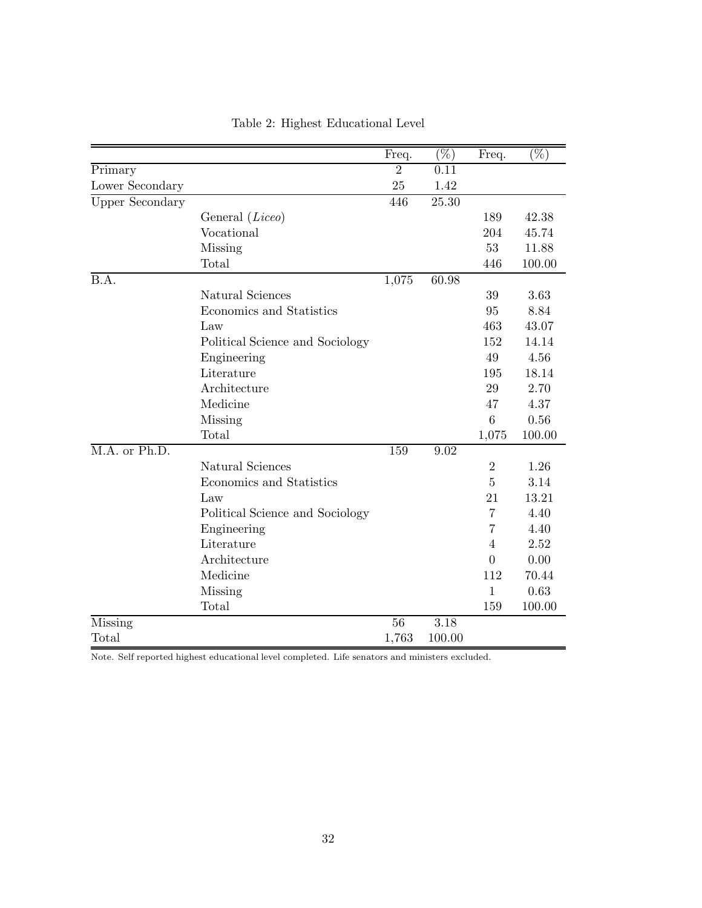Table 2: Highest Educational Level

| | | Freq. | (%) | Freq. | (%) |
|---|---|---|---|---|---|
| Primary | | 2 | 0.11 | | |
| Lower Secondary | | 25 | 1.42 | | |
| Upper Secondary | | 446 | 25.30 | | |
| | General (*Liceo*) | | | 189 | 42.38 |
| | Vocational | | | 204 | 45.74 |
| | Missing | | | 53 | 11.88 |
| | Total | | | 446 | 100.00 |
| B.A. | | 1,075 | 60.98 | | |
| | Natural Sciences | | | 39 | 3.63 |
| | Economics and Statistics | | | 95 | 8.84 |
| | Law | | | 463 | 43.07 |
| | Political Science and Sociology | | | 152 | 14.14 |
| | Engineering | | | 49 | 4.56 |
| | Literature | | | 195 | 18.14 |
| | Architecture | | | 29 | 2.70 |
| | Medicine | | | 47 | 4.37 |
| | Missing | | | 6 | 0.56 |
| | Total | | | 1,075 | 100.00 |
| M.A. or Ph.D. | | 159 | 9.02 | | |
| | Natural Sciences | | | 2 | 1.26 |
| | Economics and Statistics | | | 5 | 3.14 |
| | Law | | | 21 | 13.21 |
| | Political Science and Sociology | | | 7 | 4.40 |
| | Engineering | | | 7 | 4.40 |
| | Literature | | | 4 | 2.52 |
| | Architecture | | | 0 | 0.00 |
| | Medicine | | | 112 | 70.44 |
| | Missing | | | 1 | 0.63 |
| | Total | | | 159 | 100.00 |
| Missing | | 56 | 3.18 | | |
| Total | | 1,763 | 100.00 | | |

Note. Self reported highest educational level completed. Life senators and ministers excluded.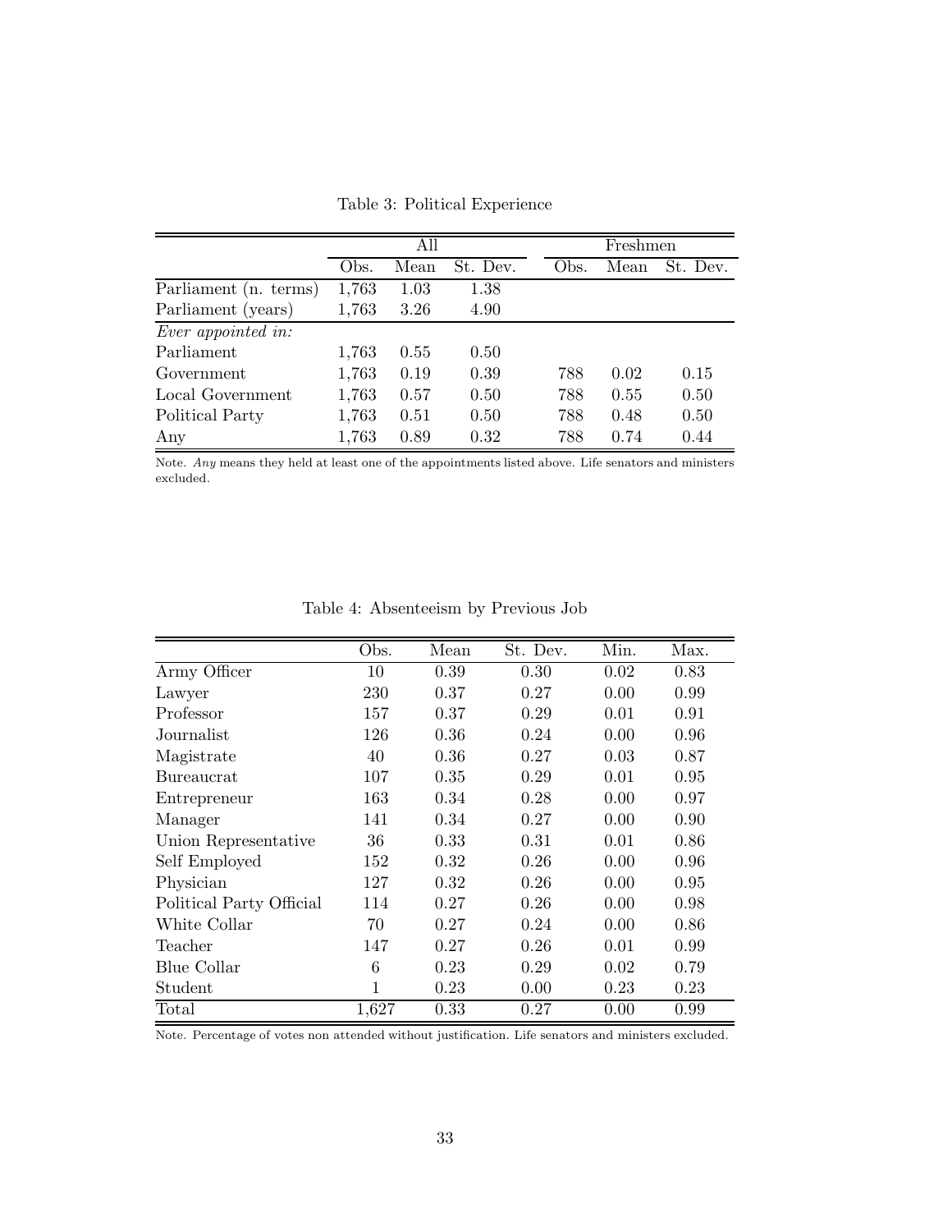Table 3: Political Experience

| | All | | | Freshmen | | |
|---|---|---|---|---|---|---|
| | Obs. | Mean | St. Dev. | Obs. | Mean | St. Dev. |
| Parliament (n. terms) | 1,763 | 1.03 | 1.38 | | | |
| Parliament (years) | 1,763 | 3.26 | 4.90 | | | |
| *Ever appointed in:* | | | | | | |
| Parliament | 1,763 | 0.55 | 0.50 | | | |
| Government | 1,763 | 0.19 | 0.39 | 788 | 0.02 | 0.15 |
| Local Government | 1,763 | 0.57 | 0.50 | 788 | 0.55 | 0.50 |
| Political Party | 1,763 | 0.51 | 0.50 | 788 | 0.48 | 0.50 |
| Any | 1,763 | 0.89 | 0.32 | 788 | 0.74 | 0.44 |

Note. *Any* means they held at least one of the appointments listed above. Life senators and ministers excluded.

Table 4: Absenteeism by Previous Job

| | Obs. | Mean | St. Dev. | Min. | Max. |
|---|---|---|---|---|---|
| Army Officer | 10 | 0.39 | 0.30 | 0.02 | 0.83 |
| Lawyer | 230 | 0.37 | 0.27 | 0.00 | 0.99 |
| Professor | 157 | 0.37 | 0.29 | 0.01 | 0.91 |
| Journalist | 126 | 0.36 | 0.24 | 0.00 | 0.96 |
| Magistrate | 40 | 0.36 | 0.27 | 0.03 | 0.87 |
| Bureaucrat | 107 | 0.35 | 0.29 | 0.01 | 0.95 |
| Entrepreneur | 163 | 0.34 | 0.28 | 0.00 | 0.97 |
| Manager | 141 | 0.34 | 0.27 | 0.00 | 0.90 |
| Union Representative | 36 | 0.33 | 0.31 | 0.01 | 0.86 |
| Self Employed | 152 | 0.32 | 0.26 | 0.00 | 0.96 |
| Physician | 127 | 0.32 | 0.26 | 0.00 | 0.95 |
| Political Party Official | 114 | 0.27 | 0.26 | 0.00 | 0.98 |
| White Collar | 70 | 0.27 | 0.24 | 0.00 | 0.86 |
| Teacher | 147 | 0.27 | 0.26 | 0.01 | 0.99 |
| Blue Collar | 6 | 0.23 | 0.29 | 0.02 | 0.79 |
| Student | 1 | 0.23 | 0.00 | 0.23 | 0.23 |
| Total | 1,627 | 0.33 | 0.27 | 0.00 | 0.99 |

Note. Percentage of votes non attended without justification. Life senators and ministers excluded.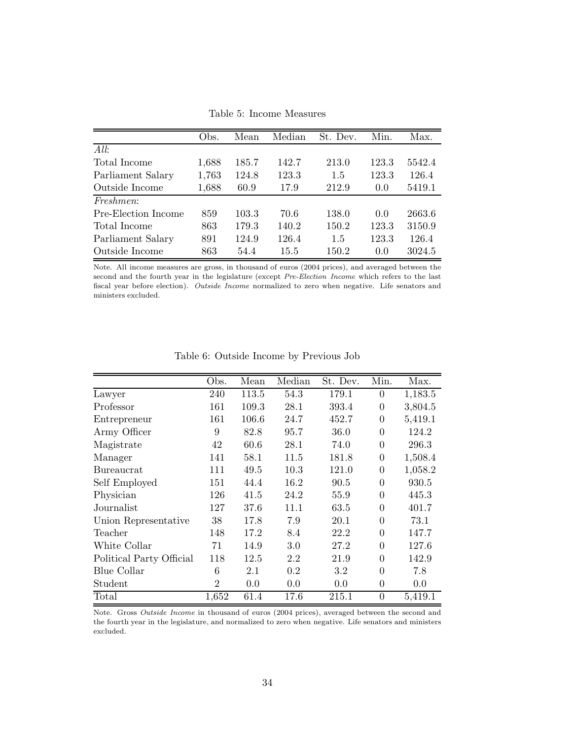Table 5: Income Measures

| | Obs. | Mean | Median | St. Dev. | Min. | Max. |
|---|---|---|---|---|---|---|
| *All*: | | | | | | |
| Total Income | 1,688 | 185.7 | 142.7 | 213.0 | 123.3 | 5542.4 |
| Parliament Salary | 1,763 | 124.8 | 123.3 | 1.5 | 123.3 | 126.4 |
| Outside Income | 1,688 | 60.9 | 17.9 | 212.9 | 0.0 | 5419.1 |
| *Freshmen*: | | | | | | |
| Pre-Election Income | 859 | 103.3 | 70.6 | 138.0 | 0.0 | 2663.6 |
| Total Income | 863 | 179.3 | 140.2 | 150.2 | 123.3 | 3150.9 |
| Parliament Salary | 891 | 124.9 | 126.4 | 1.5 | 123.3 | 126.4 |
| Outside Income | 863 | 54.4 | 15.5 | 150.2 | 0.0 | 3024.5 |

Note. All income measures are gross, in thousand of euros (2004 prices), and averaged between the second and the fourth year in the legislature (except *Pre-Election Income* which refers to the last fiscal year before election). *Outside Income* normalized to zero when negative. Life senators and ministers excluded.

Table 6: Outside Income by Previous Job

| | Obs. | Mean | Median | St. Dev. | Min. | Max. |
|---|---|---|---|---|---|---|
| Lawyer | 240 | 113.5 | 54.3 | 179.1 | 0 | 1,183.5 |
| Professor | 161 | 109.3 | 28.1 | 393.4 | 0 | 3,804.5 |
| Entrepreneur | 161 | 106.6 | 24.7 | 452.7 | 0 | 5,419.1 |
| Army Officer | 9 | 82.8 | 95.7 | 36.0 | 0 | 124.2 |
| Magistrate | 42 | 60.6 | 28.1 | 74.0 | 0 | 296.3 |
| Manager | 141 | 58.1 | 11.5 | 181.8 | 0 | 1,508.4 |
| Bureaucrat | 111 | 49.5 | 10.3 | 121.0 | 0 | 1,058.2 |
| Self Employed | 151 | 44.4 | 16.2 | 90.5 | 0 | 930.5 |
| Physician | 126 | 41.5 | 24.2 | 55.9 | 0 | 445.3 |
| Journalist | 127 | 37.6 | 11.1 | 63.5 | 0 | 401.7 |
| Union Representative | 38 | 17.8 | 7.9 | 20.1 | 0 | 73.1 |
| Teacher | 148 | 17.2 | 8.4 | 22.2 | 0 | 147.7 |
| White Collar | 71 | 14.9 | 3.0 | 27.2 | 0 | 127.6 |
| Political Party Official | 118 | 12.5 | 2.2 | 21.9 | 0 | 142.9 |
| Blue Collar | 6 | 2.1 | 0.2 | 3.2 | 0 | 7.8 |
| Student | 2 | 0.0 | 0.0 | 0.0 | 0 | 0.0 |
| Total | 1,652 | 61.4 | 17.6 | 215.1 | 0 | 5,419.1 |

Note. Gross *Outside Income* in thousand of euros (2004 prices), averaged between the second and the fourth year in the legislature, and normalized to zero when negative. Life senators and ministers excluded.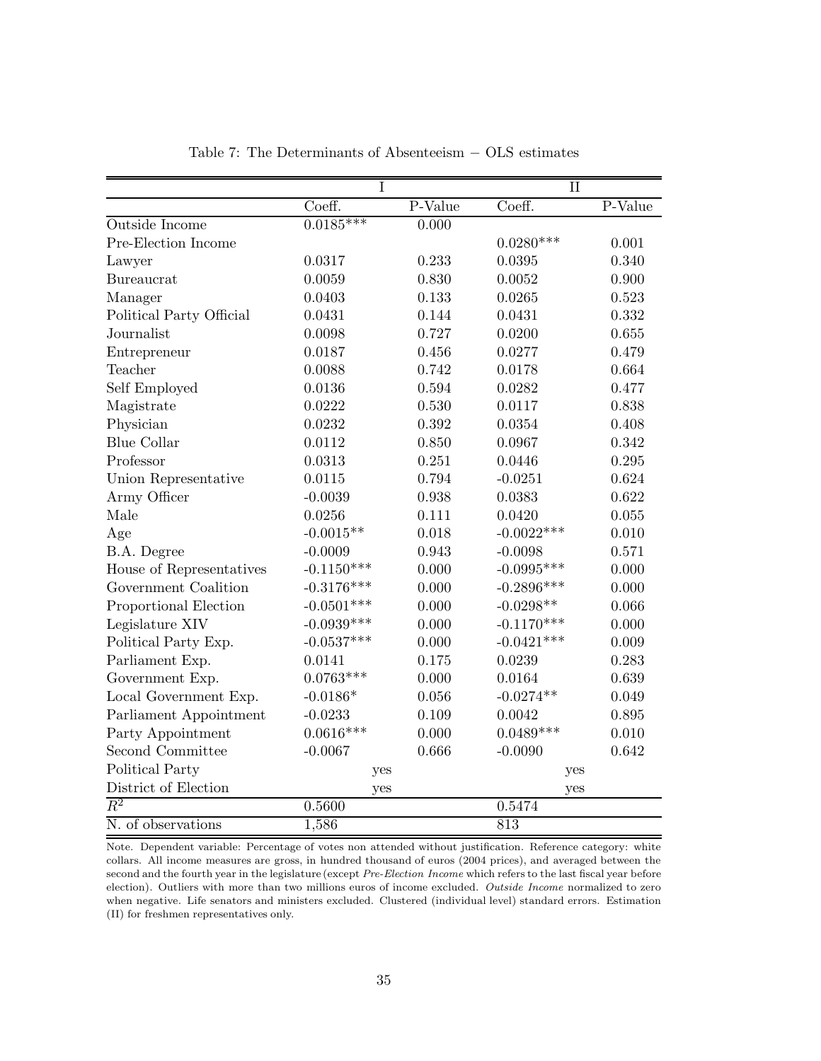Table 7: The Determinants of Absenteeism − OLS estimates

| | I | | II | |
|---|---|---|---|---|
| | Coeff. | P-Value | Coeff. | P-Value |
| Outside Income | 0.0185*** | 0.000 | | |
| Pre-Election Income | | | 0.0280*** | 0.001 |
| Lawyer | 0.0317 | 0.233 | 0.0395 | 0.340 |
| Bureaucrat | 0.0059 | 0.830 | 0.0052 | 0.900 |
| Manager | 0.0403 | 0.133 | 0.0265 | 0.523 |
| Political Party Official | 0.0431 | 0.144 | 0.0431 | 0.332 |
| Journalist | 0.0098 | 0.727 | 0.0200 | 0.655 |
| Entrepreneur | 0.0187 | 0.456 | 0.0277 | 0.479 |
| Teacher | 0.0088 | 0.742 | 0.0178 | 0.664 |
| Self Employed | 0.0136 | 0.594 | 0.0282 | 0.477 |
| Magistrate | 0.0222 | 0.530 | 0.0117 | 0.838 |
| Physician | 0.0232 | 0.392 | 0.0354 | 0.408 |
| Blue Collar | 0.0112 | 0.850 | 0.0967 | 0.342 |
| Professor | 0.0313 | 0.251 | 0.0446 | 0.295 |
| Union Representative | 0.0115 | 0.794 | -0.0251 | 0.624 |
| Army Officer | -0.0039 | 0.938 | 0.0383 | 0.622 |
| Male | 0.0256 | 0.111 | 0.0420 | 0.055 |
| Age | -0.0015** | 0.018 | -0.0022*** | 0.010 |
| B.A. Degree | -0.0009 | 0.943 | -0.0098 | 0.571 |
| House of Representatives | -0.1150*** | 0.000 | -0.0995*** | 0.000 |
| Government Coalition | -0.3176*** | 0.000 | -0.2896*** | 0.000 |
| Proportional Election | -0.0501*** | 0.000 | -0.0298** | 0.066 |
| Legislature XIV | -0.0939*** | 0.000 | -0.1170*** | 0.000 |
| Political Party Exp. | -0.0537*** | 0.000 | -0.0421*** | 0.009 |
| Parliament Exp. | 0.0141 | 0.175 | 0.0239 | 0.283 |
| Government Exp. | 0.0763*** | 0.000 | 0.0164 | 0.639 |
| Local Government Exp. | -0.0186* | 0.056 | -0.0274** | 0.049 |
| Parliament Appointment | -0.0233 | 0.109 | 0.0042 | 0.895 |
| Party Appointment | 0.0616*** | 0.000 | 0.0489*** | 0.010 |
| Second Committee | -0.0067 | 0.666 | -0.0090 | 0.642 |
| Political Party | yes | | yes | |
| District of Election | yes | | yes | |
| $R^2$ | 0.5600 | | 0.5474 | |
| N. of observations | 1,586 | | 813 | |

Note. Dependent variable: Percentage of votes non attended without justification. Reference category: white collars. All income measures are gross, in hundred thousand of euros (2004 prices), and averaged between the second and the fourth year in the legislature (except *Pre-Election Income* which refers to the last fiscal year before election). Outliers with more than two millions euros of income excluded. *Outside Income* normalized to zero when negative. Life senators and ministers excluded. Clustered (individual level) standard errors. Estimation (II) for freshmen representatives only.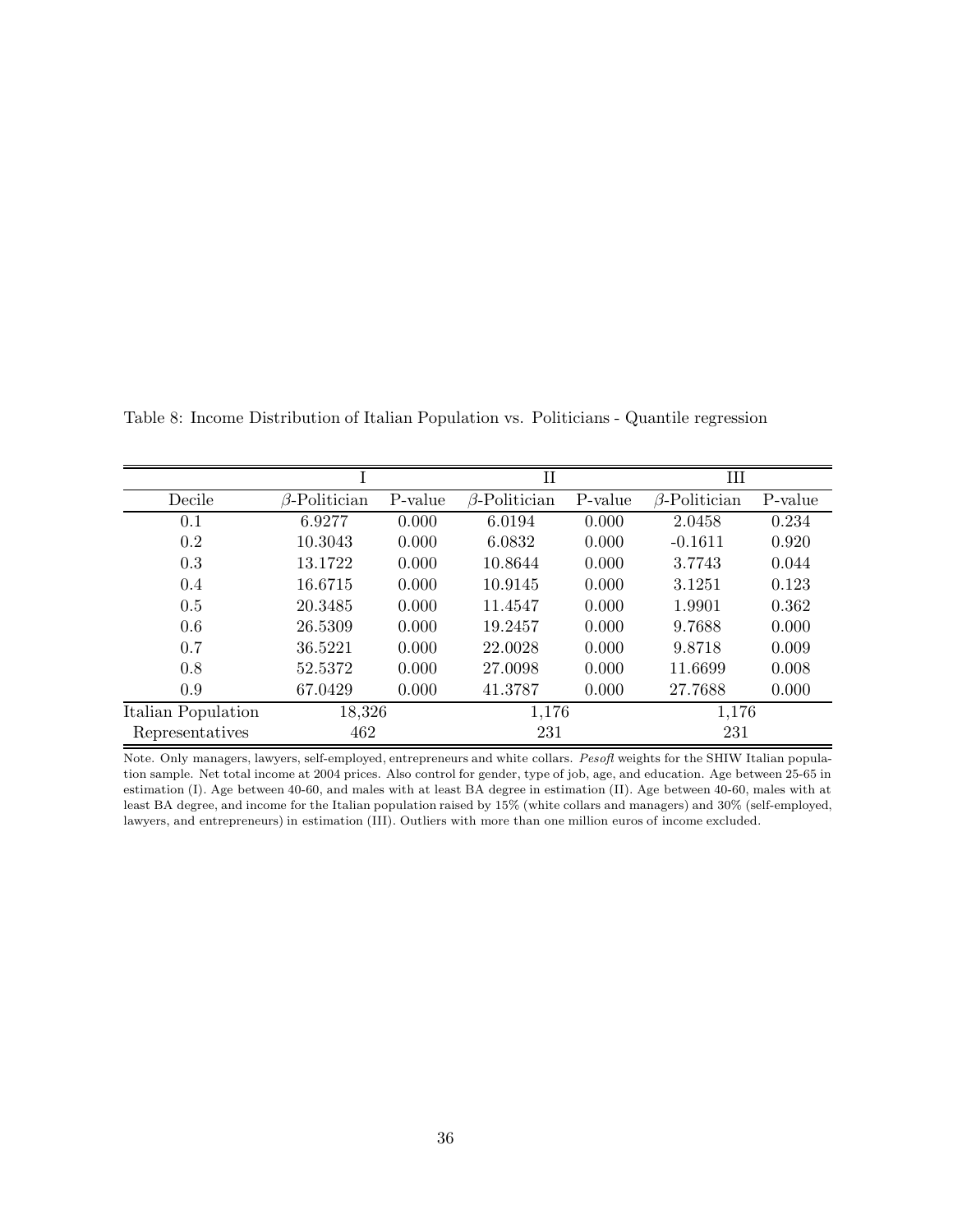Table 8: Income Distribution of Italian Population vs. Politicians - Quantile regression

| | I | | II | | III | |
|---|---|---|---|---|---|---|
| Decile | $\beta$-Politician | P-value | $\beta$-Politician | P-value | $\beta$-Politician | P-value |
| 0.1 | 6.9277 | 0.000 | 6.0194 | 0.000 | 2.0458 | 0.234 |
| 0.2 | 10.3043 | 0.000 | 6.0832 | 0.000 | -0.1611 | 0.920 |
| 0.3 | 13.1722 | 0.000 | 10.8644 | 0.000 | 3.7743 | 0.044 |
| 0.4 | 16.6715 | 0.000 | 10.9145 | 0.000 | 3.1251 | 0.123 |
| 0.5 | 20.3485 | 0.000 | 11.4547 | 0.000 | 1.9901 | 0.362 |
| 0.6 | 26.5309 | 0.000 | 19.2457 | 0.000 | 9.7688 | 0.000 |
| 0.7 | 36.5221 | 0.000 | 22.0028 | 0.000 | 9.8718 | 0.009 |
| 0.8 | 52.5372 | 0.000 | 27.0098 | 0.000 | 11.6699 | 0.008 |
| 0.9 | 67.0429 | 0.000 | 41.3787 | 0.000 | 27.7688 | 0.000 |
| Italian Population | 18,326 | | 1,176 | | 1,176 | |
| Representatives | 462 | | 231 | | 231 | |

Note. Only managers, lawyers, self-employed, entrepreneurs and white collars. *Pesofl* weights for the SHIW Italian population sample. Net total income at 2004 prices. Also control for gender, type of job, age, and education. Age between 25-65 in estimation (I). Age between 40-60, and males with at least BA degree in estimation (II). Age between 40-60, males with at least BA degree, and income for the Italian population raised by 15% (white collars and managers) and 30% (self-employed, lawyers, and entrepreneurs) in estimation (III). Outliers with more than one million euros of income excluded.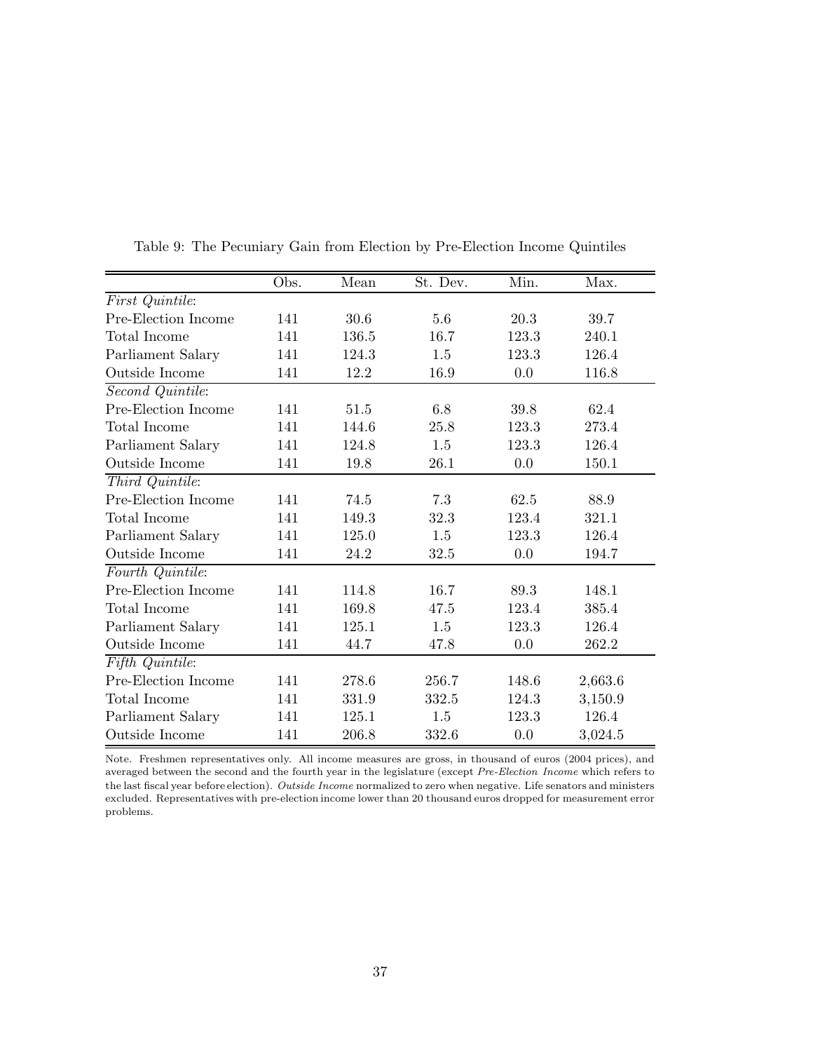Table 9: The Pecuniary Gain from Election by Pre-Election Income Quintiles

| | Obs. | Mean | St. Dev. | Min. | Max. |
|---|---|---|---|---|---|
| *First Quintile*: | | | | | |
| Pre-Election Income | 141 | 30.6 | 5.6 | 20.3 | 39.7 |
| Total Income | 141 | 136.5 | 16.7 | 123.3 | 240.1 |
| Parliament Salary | 141 | 124.3 | 1.5 | 123.3 | 126.4 |
| Outside Income | 141 | 12.2 | 16.9 | 0.0 | 116.8 |
| *Second Quintile*: | | | | | |
| Pre-Election Income | 141 | 51.5 | 6.8 | 39.8 | 62.4 |
| Total Income | 141 | 144.6 | 25.8 | 123.3 | 273.4 |
| Parliament Salary | 141 | 124.8 | 1.5 | 123.3 | 126.4 |
| Outside Income | 141 | 19.8 | 26.1 | 0.0 | 150.1 |
| *Third Quintile*: | | | | | |
| Pre-Election Income | 141 | 74.5 | 7.3 | 62.5 | 88.9 |
| Total Income | 141 | 149.3 | 32.3 | 123.4 | 321.1 |
| Parliament Salary | 141 | 125.0 | 1.5 | 123.3 | 126.4 |
| Outside Income | 141 | 24.2 | 32.5 | 0.0 | 194.7 |
| *Fourth Quintile*: | | | | | |
| Pre-Election Income | 141 | 114.8 | 16.7 | 89.3 | 148.1 |
| Total Income | 141 | 169.8 | 47.5 | 123.4 | 385.4 |
| Parliament Salary | 141 | 125.1 | 1.5 | 123.3 | 126.4 |
| Outside Income | 141 | 44.7 | 47.8 | 0.0 | 262.2 |
| *Fifth Quintile*: | | | | | |
| Pre-Election Income | 141 | 278.6 | 256.7 | 148.6 | 2,663.6 |
| Total Income | 141 | 331.9 | 332.5 | 124.3 | 3,150.9 |
| Parliament Salary | 141 | 125.1 | 1.5 | 123.3 | 126.4 |
| Outside Income | 141 | 206.8 | 332.6 | 0.0 | 3,024.5 |

Note. Freshmen representatives only. All income measures are gross, in thousand of euros (2004 prices), and averaged between the second and the fourth year in the legislature (except *Pre-Election Income* which refers to the last fiscal year before election). *Outside Income* normalized to zero when negative. Life senators and ministers excluded. Representatives with pre-election income lower than 20 thousand euros dropped for measurement error problems.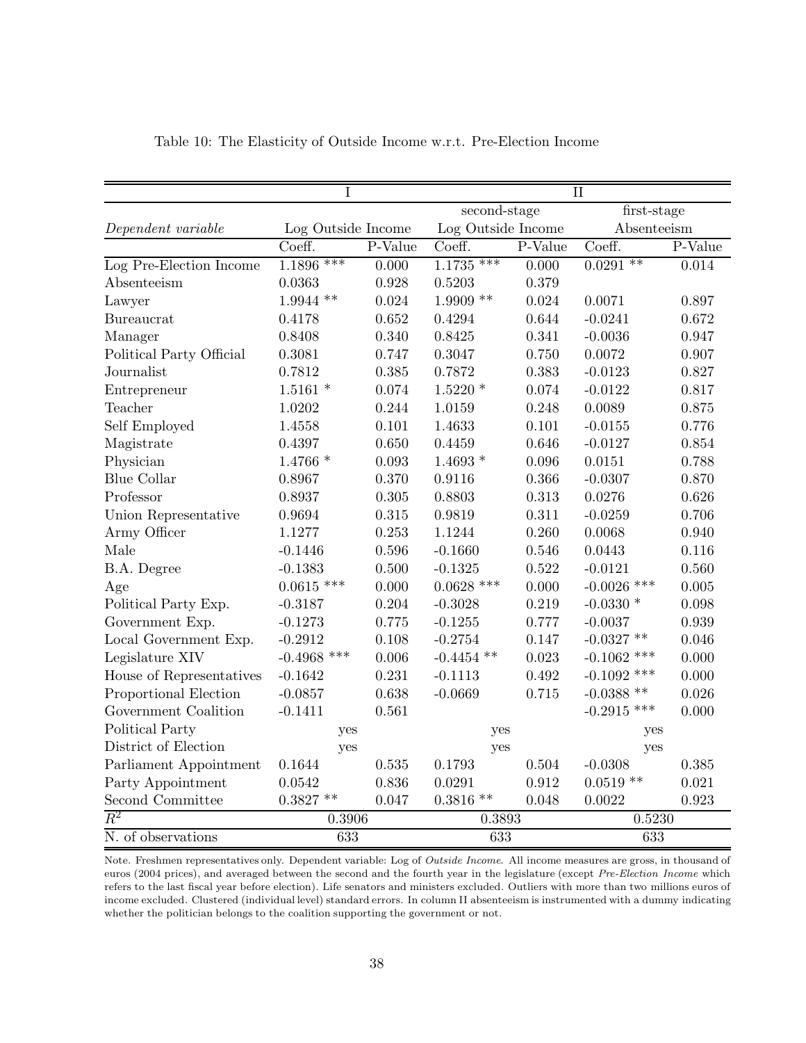Table 10: The Elasticity of Outside Income w.r.t. Pre-Election Income

| | I | | II | | | |
|---|---|---|---|---|---|---|
| | | | second-stage | | first-stage | |
| *Dependent variable* | Log Outside Income | | Log Outside Income | | Absenteeism | |
| | Coeff. | P-Value | Coeff. | P-Value | Coeff. | P-Value |
| Log Pre-Election Income | 1.1896 *** | 0.000 | 1.1735 *** | 0.000 | 0.0291 ** | 0.014 |
| Absenteeism | 0.0363 | 0.928 | 0.5203 | 0.379 | | |
| Lawyer | 1.9944 ** | 0.024 | 1.9909 ** | 0.024 | 0.0071 | 0.897 |
| Bureaucrat | 0.4178 | 0.652 | 0.4294 | 0.644 | -0.0241 | 0.672 |
| Manager | 0.8408 | 0.340 | 0.8425 | 0.341 | -0.0036 | 0.947 |
| Political Party Official | 0.3081 | 0.747 | 0.3047 | 0.750 | 0.0072 | 0.907 |
| Journalist | 0.7812 | 0.385 | 0.7872 | 0.383 | -0.0123 | 0.827 |
| Entrepreneur | 1.5161 * | 0.074 | 1.5220 * | 0.074 | -0.0122 | 0.817 |
| Teacher | 1.0202 | 0.244 | 1.0159 | 0.248 | 0.0089 | 0.875 |
| Self Employed | 1.4558 | 0.101 | 1.4633 | 0.101 | -0.0155 | 0.776 |
| Magistrate | 0.4397 | 0.650 | 0.4459 | 0.646 | -0.0127 | 0.854 |
| Physician | 1.4766 * | 0.093 | 1.4693 * | 0.096 | 0.0151 | 0.788 |
| Blue Collar | 0.8967 | 0.370 | 0.9116 | 0.366 | -0.0307 | 0.870 |
| Professor | 0.8937 | 0.305 | 0.8803 | 0.313 | 0.0276 | 0.626 |
| Union Representative | 0.9694 | 0.315 | 0.9819 | 0.311 | -0.0259 | 0.706 |
| Army Officer | 1.1277 | 0.253 | 1.1244 | 0.260 | 0.0068 | 0.940 |
| Male | -0.1446 | 0.596 | -0.1660 | 0.546 | 0.0443 | 0.116 |
| B.A. Degree | -0.1383 | 0.500 | -0.1325 | 0.522 | -0.0121 | 0.560 |
| Age | 0.0615 *** | 0.000 | 0.0628 *** | 0.000 | -0.0026 *** | 0.005 |
| Political Party Exp. | -0.3187 | 0.204 | -0.3028 | 0.219 | -0.0330 * | 0.098 |
| Government Exp. | -0.1273 | 0.775 | -0.1255 | 0.777 | -0.0037 | 0.939 |
| Local Government Exp. | -0.2912 | 0.108 | -0.2754 | 0.147 | -0.0327 ** | 0.046 |
| Legislature XIV | -0.4968 *** | 0.006 | -0.4454 ** | 0.023 | -0.1062 *** | 0.000 |
| House of Representatives | -0.1642 | 0.231 | -0.1113 | 0.492 | -0.1092 *** | 0.000 |
| Proportional Election | -0.0857 | 0.638 | -0.0669 | 0.715 | -0.0388 ** | 0.026 |
| Government Coalition | -0.1411 | 0.561 | | | -0.2915 *** | 0.000 |
| Political Party | yes | | yes | | yes | |
| District of Election | yes | | yes | | yes | |
| Parliament Appointment | 0.1644 | 0.535 | 0.1793 | 0.504 | -0.0308 | 0.385 |
| Party Appointment | 0.0542 | 0.836 | 0.0291 | 0.912 | 0.0519 ** | 0.021 |
| Second Committee | 0.3827 ** | 0.047 | 0.3816 ** | 0.048 | 0.0022 | 0.923 |
| $R^2$ | 0.3906 | | 0.3893 | | 0.5230 | |
| N. of observations | 633 | | 633 | | 633 | |

Note. Freshmen representatives only. Dependent variable: Log of *Outside Income*. All income measures are gross, in thousand of euros (2004 prices), and averaged between the second and the fourth year in the legislature (except *Pre-Election Income* which refers to the last fiscal year before election). Life senators and ministers excluded. Outliers with more than two millions euros of income excluded. Clustered (individual level) standard errors. In column II absenteeism is instrumented with a dummy indicating whether the politician belongs to the coalition supporting the government or not.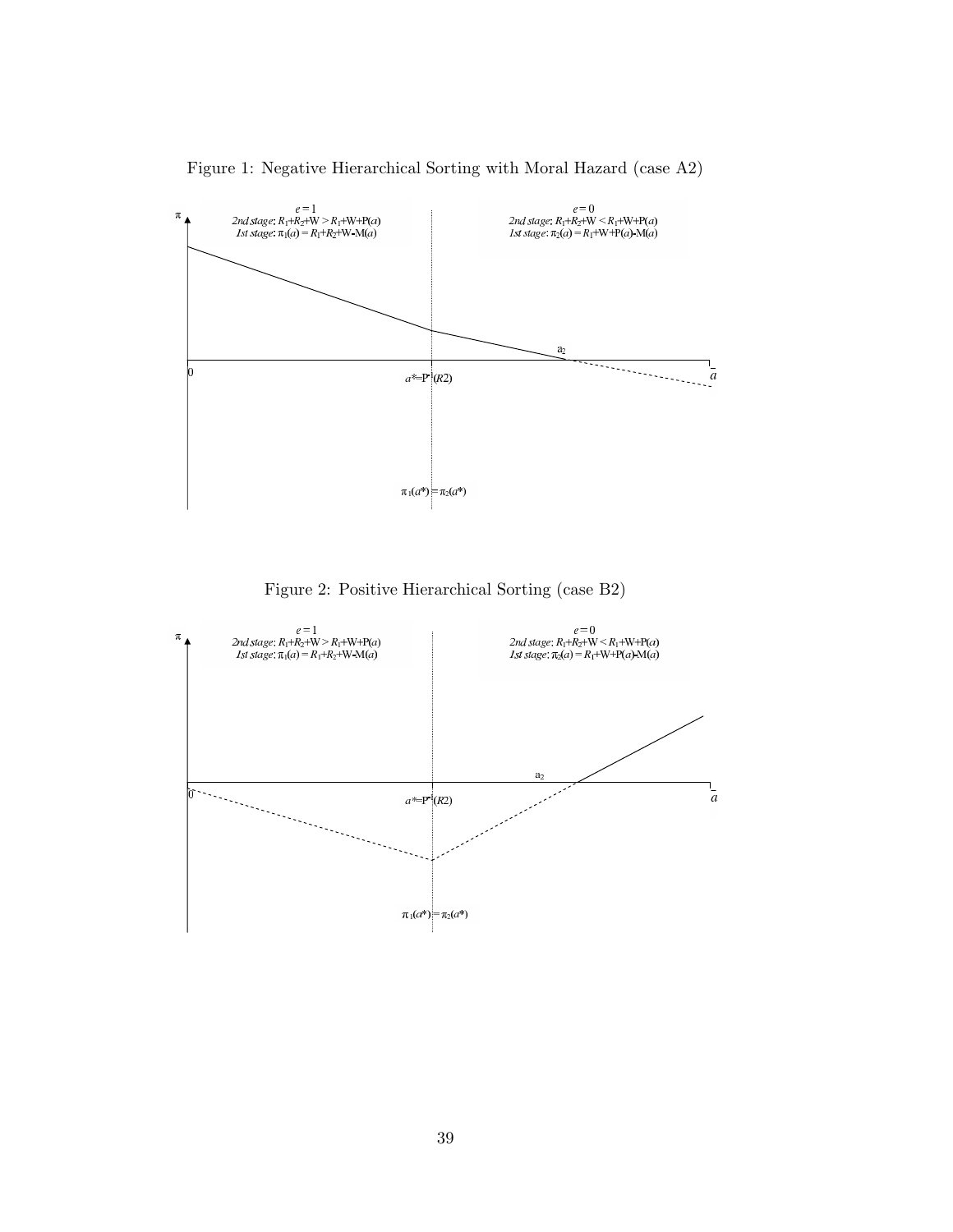Figure 1: Negative Hierarchical Sorting with Moral Hazard (case A2)

Figure 2: Positive Hierarchical Sorting (case B2)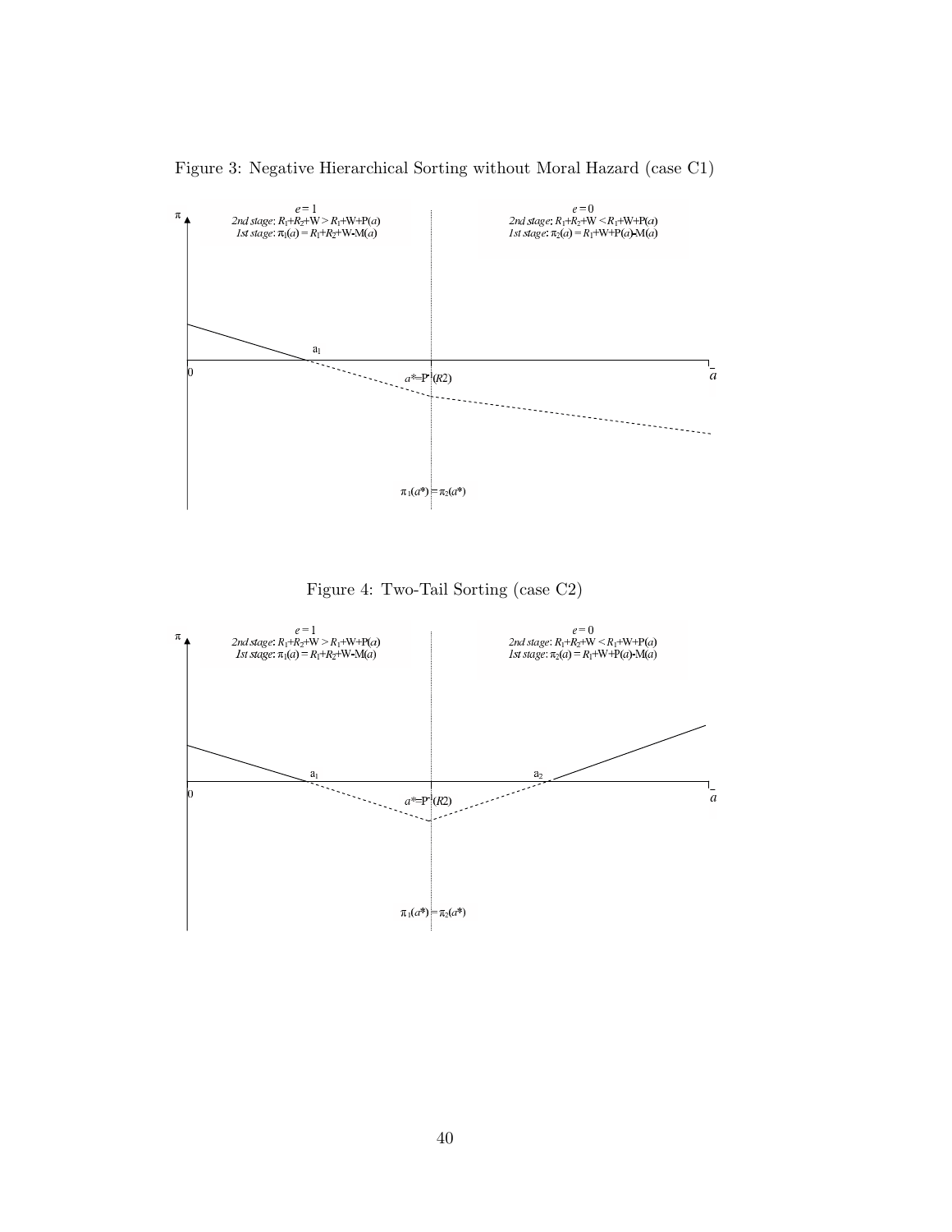Figure 3: Negative Hierarchical Sorting without Moral Hazard (case C1)

$e = 1$
*2nd stage*: $R_1+R_2+W > R_1+W+P(a)$
*1st stage*: $\pi_1(a) = R_1+R_2+W-M(a)$

$e = 0$
*2nd stage*: $R_1+R_2+W < R_1+W+P(a)$
*1st stage*: $\pi_2(a) = R_1+W+P(a)-M(a)$

$\pi$

$a_1$

$0$

$a^{*}=P^{-1}(R2)$

$\bar{a}$

$\pi_1(a^{*}) = \pi_2(a^{*})$

Figure 4: Two-Tail Sorting (case C2)

$e = 1$
*2nd stage*: $R_1+R_2+W > R_1+W+P(a)$
*1st stage*: $\pi_1(a) = R_1+R_2+W-M(a)$

$e = 0$
*2nd stage*: $R_1+R_2+W < R_1+W+P(a)$
*1st stage*: $\pi_2(a) = R_1+W+P(a)-M(a)$

$\pi$

$a_1$

$a_2$

$0$

$a^{*}=P^{-1}(R2)$

$\bar{a}$

$\pi_1(a^{*}) = \pi_2(a^{*})$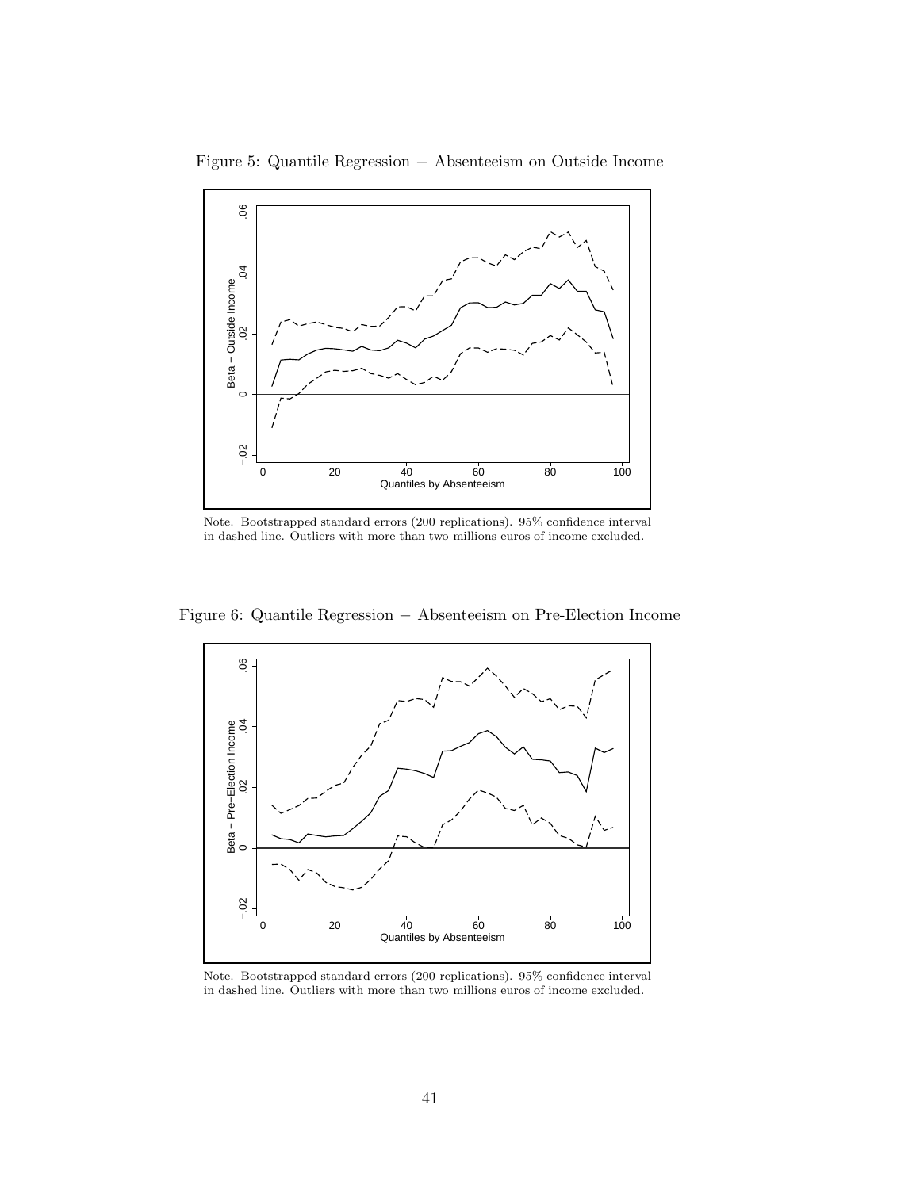Figure 5: Quantile Regression − Absenteeism on Outside Income

Note. Bootstrapped standard errors (200 replications). 95% confidence interval in dashed line. Outliers with more than two millions euros of income excluded.

Figure 6: Quantile Regression − Absenteeism on Pre-Election Income

Note. Bootstrapped standard errors (200 replications). 95% confidence interval in dashed line. Outliers with more than two millions euros of income excluded.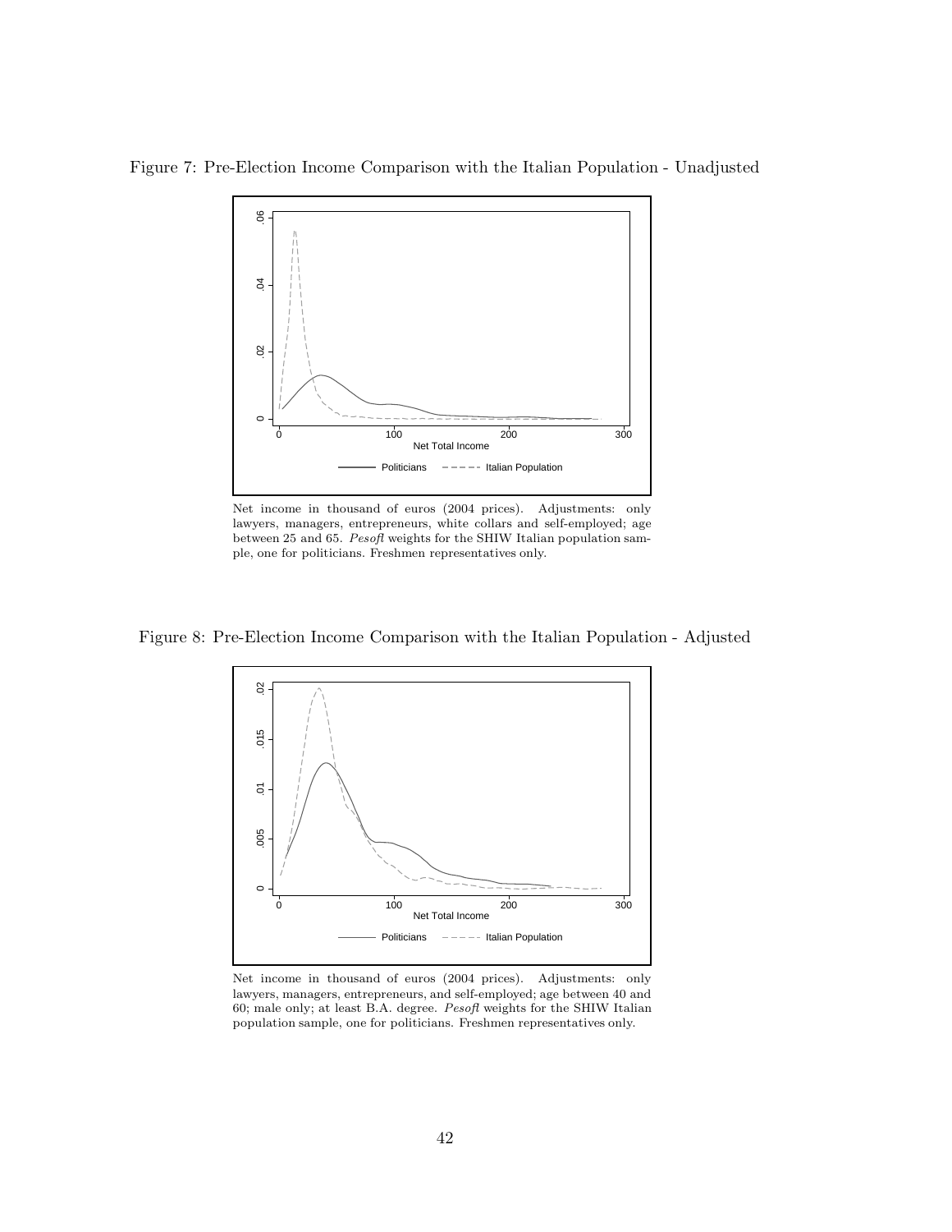Figure 7: Pre-Election Income Comparison with the Italian Population - Unadjusted

Net income in thousand of euros (2004 prices). Adjustments: only lawyers, managers, entrepreneurs, white collars and self-employed; age between 25 and 65. *Pesofl* weights for the SHIW Italian population sample, one for politicians. Freshmen representatives only.

Figure 8: Pre-Election Income Comparison with the Italian Population - Adjusted

Net income in thousand of euros (2004 prices). Adjustments: only lawyers, managers, entrepreneurs, and self-employed; age between 40 and 60; male only; at least B.A. degree. *Pesofl* weights for the SHIW Italian population sample, one for politicians. Freshmen representatives only.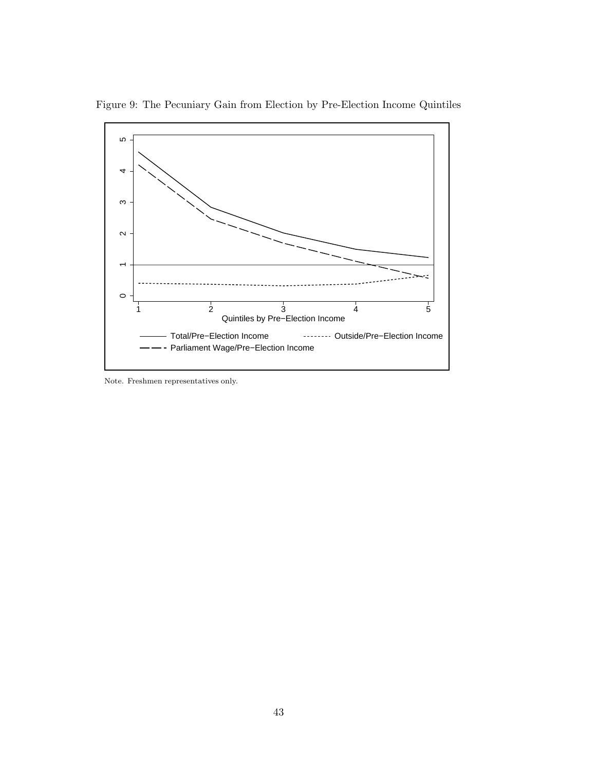Figure 9: The Pecuniary Gain from Election by Pre-Election Income Quintiles

0
1
2
3
4
5

1
2
3
4
5

Quintiles by Pre−Election Income

Total/Pre−Election Income
Outside/Pre−Election Income
Parliament Wage/Pre−Election Income

Note. Freshmen representatives only.